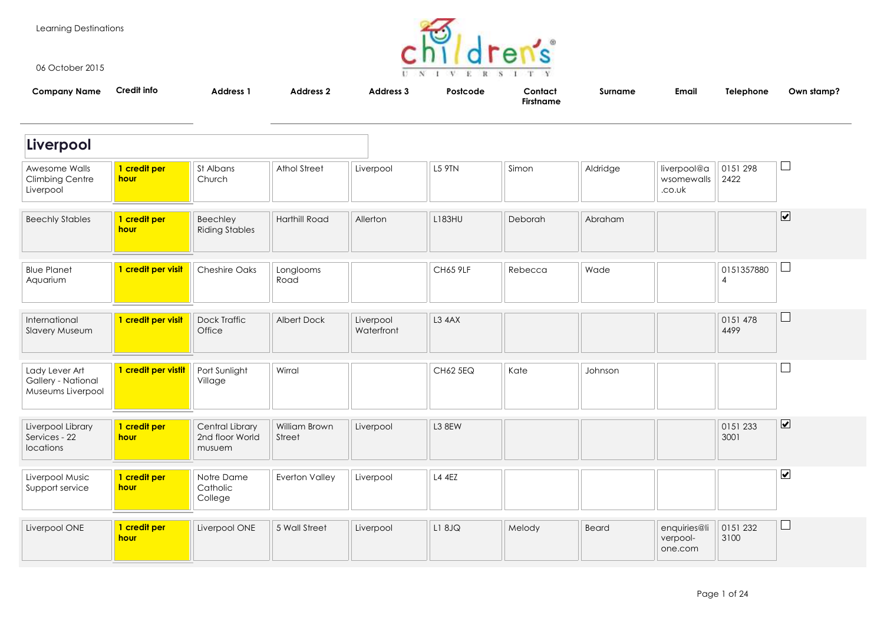Learning Destinations

06 October 2015

| Company Name | Credit info | Address 1 | Address 2 | Address 3 | Postcode | Contact Firstname | Surname | Email | Telephone | Own stamp? |
|---|---|---|---|---|---|---|---|---|---|---|
| **Liverpool** | | | | | | | | | | |
| Awesome Walls Climbing Centre Liverpool | **1 credit per hour** | St Albans Church | Athol Street | Liverpool | L5 9TN | Simon | Aldridge | liverpool@awsomewalls.co.uk | 0151 298 2422 | ☐ |
| Beechly Stables | **1 credit per hour** | Beechley Riding Stables | Harthill Road | Allerton | L183HU | Deborah | Abraham | | | ☑ |
| Blue Planet Aquarium | **1 credit per visit** | Cheshire Oaks | Longlooms Road | | CH65 9LF | Rebecca | Wade | | 01513578804 | ☐ |
| International Slavery Museum | **1 credit per visit** | Dock Traffic Office | Albert Dock | Liverpool Waterfront | L3 4AX | | | | 0151 478 4499 | ☐ |
| Lady Lever Art Gallery - National Museums Liverpool | **1 credit per vistit** | Port Sunlight Village | Wirral | | CH62 5EQ | Kate | Johnson | | | ☐ |
| Liverpool Library Services - 22 locations | **1 credit per hour** | Central Library 2nd floor World musuem | William Brown Street | Liverpool | L3 8EW | | | | 0151 233 3001 | ☑ |
| Liverpool Music Support service | **1 credit per hour** | Notre Dame Catholic College | Everton Valley | Liverpool | L4 4EZ | | | | | ☑ |
| Liverpool ONE | **1 credit per hour** | Liverpool ONE | 5 Wall Street | Liverpool | L1 8JQ | Melody | Beard | enquiries@liverpool-one.com | 0151 232 3100 | ☐ |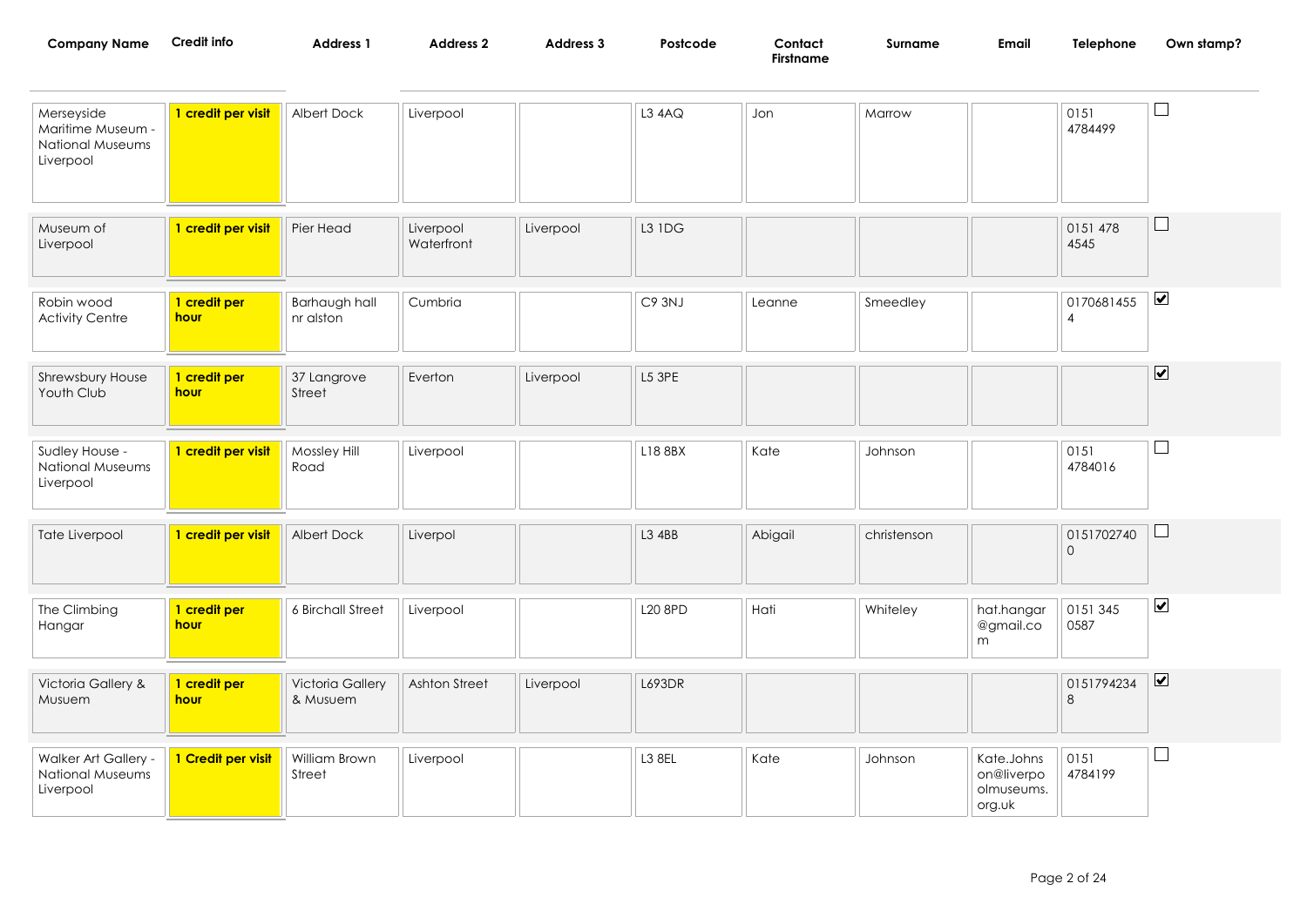| Company Name | Credit info | Address 1 | Address 2 | Address 3 | Postcode | Contact Firstname | Surname | Email | Telephone | Own stamp? |
|---|---|---|---|---|---|---|---|---|---|---|
| Merseyside Maritime Museum - National Museums Liverpool | **1 credit per visit** | Albert Dock | Liverpool | | L3 4AQ | Jon | Marrow | | 0151 4784499 | ☐ |
| Museum of Liverpool | **1 credit per visit** | Pier Head | Liverpool Waterfront | Liverpool | L3 1DG | | | | 0151 478 4545 | ☐ |
| Robin wood Activity Centre | **1 credit per hour** | Barhaugh hall nr alston | Cumbria | | C9 3NJ | Leanne | Smeedley | | 01706814554 | ☑ |
| Shrewsbury House Youth Club | **1 credit per hour** | 37 Langrove Street | Everton | Liverpool | L5 3PE | | | | | ☑ |
| Sudley House - National Museums Liverpool | **1 credit per visit** | Mossley Hill Road | Liverpool | | L18 8BX | Kate | Johnson | | 0151 4784016 | ☐ |
| Tate Liverpool | **1 credit per visit** | Albert Dock | Liverpol | | L3 4BB | Abigail | christenson | | 01517027400 | ☐ |
| The Climbing Hangar | **1 credit per hour** | 6 Birchall Street | Liverpool | | L20 8PD | Hati | Whiteley | hat.hangar@gmail.com | 0151 345 0587 | ☑ |
| Victoria Gallery & Musuem | **1 credit per hour** | Victoria Gallery & Musuem | Ashton Street | Liverpool | L693DR | | | | 01517942348 | ☑ |
| Walker Art Gallery - National Museums Liverpool | **1 Credit per visit** | William Brown Street | Liverpool | | L3 8EL | Kate | Johnson | Kate.Johnson@liverpoolmuseums.org.uk | 0151 4784199 | ☐ |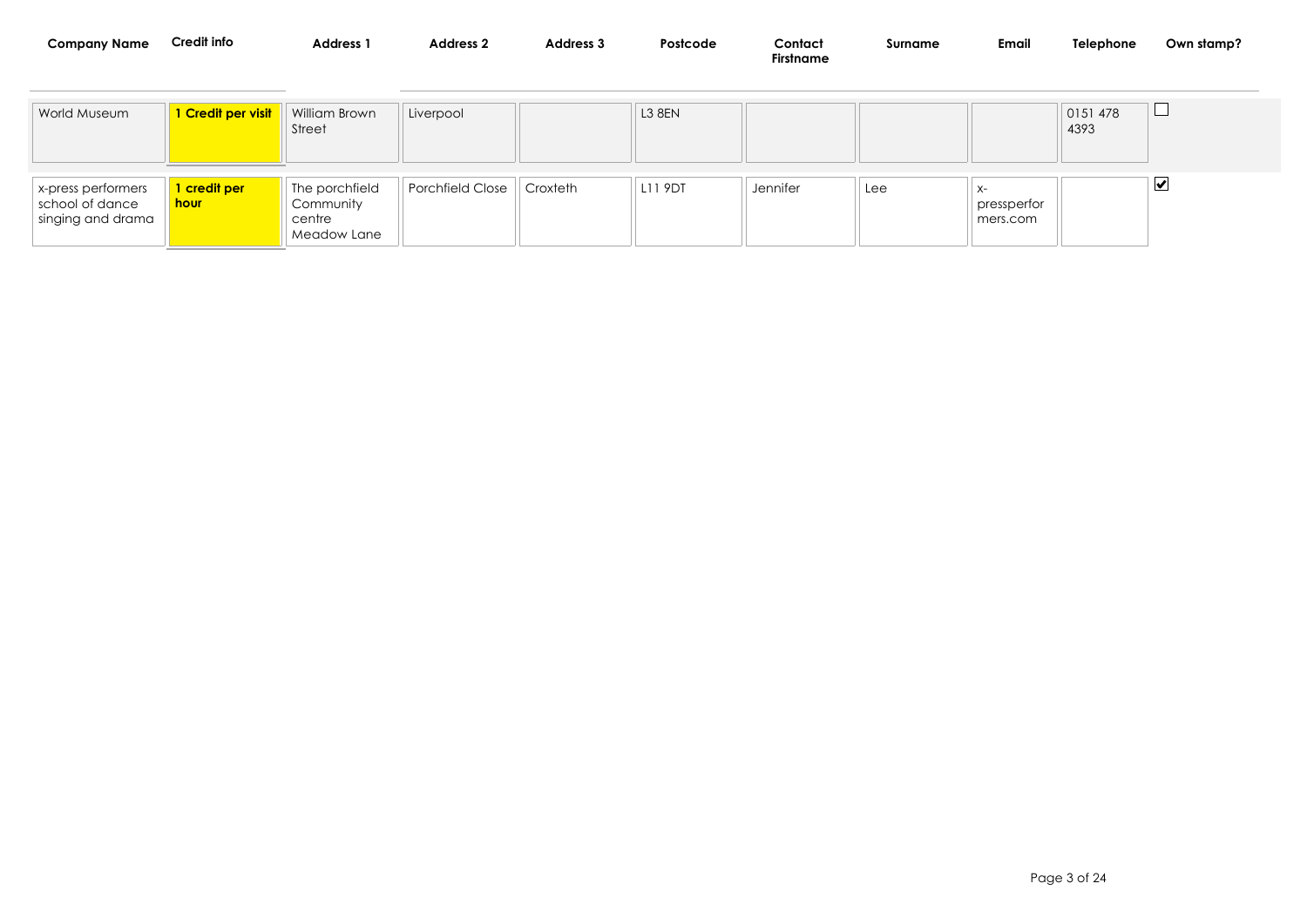| Company Name | Credit info | Address 1 | Address 2 | Address 3 | Postcode | Contact Firstname | Surname | Email | Telephone | Own stamp? |
|---|---|---|---|---|---|---|---|---|---|---|
| World Museum | **1 Credit per visit** | William Brown Street | Liverpool | | L3 8EN | | | | 0151 478 4393 | ☐ |
| x-press performers school of dance singing and drama | **1 credit per hour** | The porchfield Community centre Meadow Lane | Porchfield Close | Croxteth | L11 9DT | Jennifer | Lee | x-pressperformers.com | | ☑ |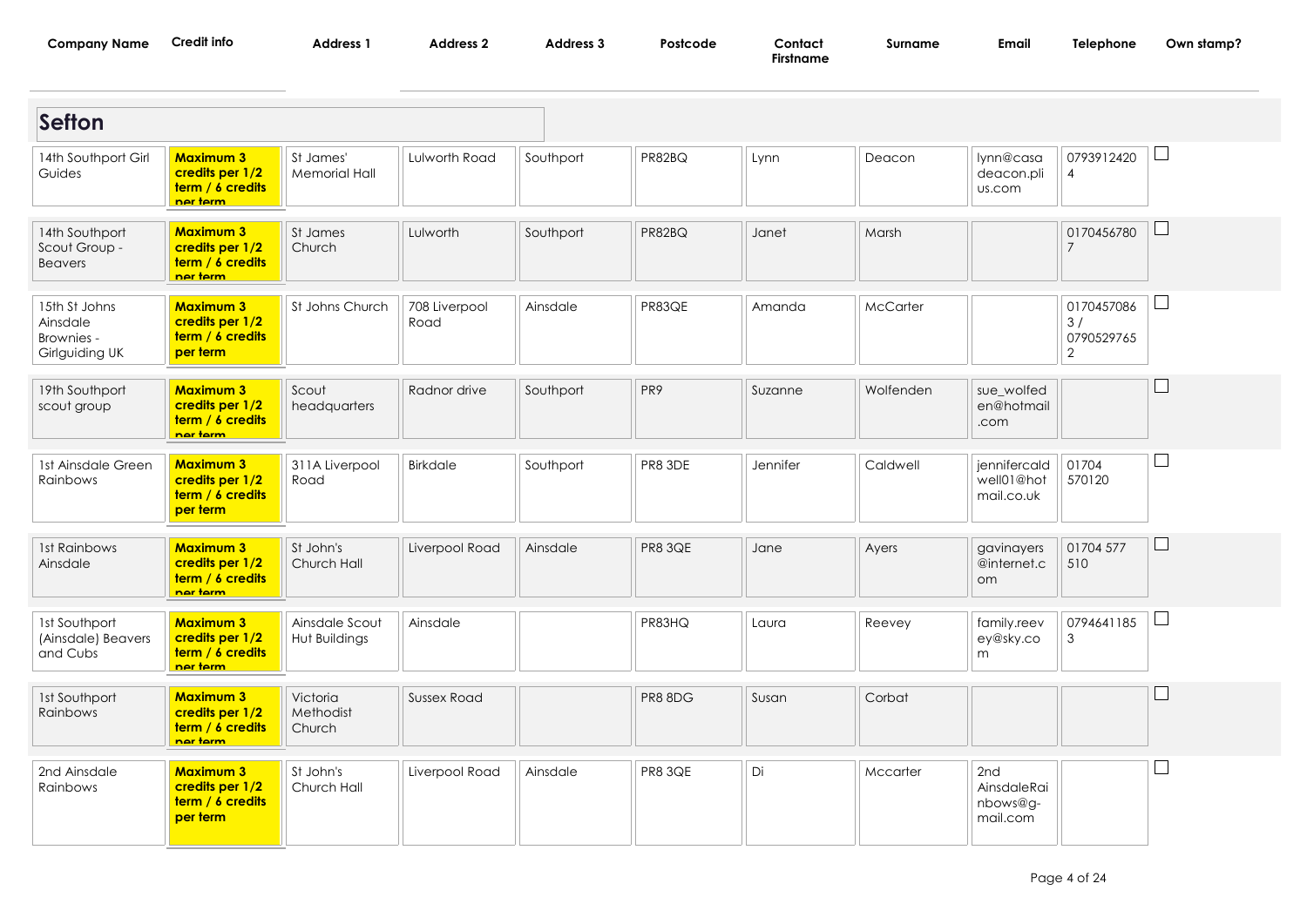| Company Name | Credit info | Address 1 | Address 2 | Address 3 | Postcode | Contact Firstname | Surname | Email | Telephone | Own stamp? |
|---|---|---|---|---|---|---|---|---|---|---|
| **Sefton** | | | | | | | | | | |
| 14th Southport Girl Guides | **Maximum 3 credits per 1/2 term / 6 credits per term** | St James' Memorial Hall | Lulworth Road | Southport | PR82BQ | Lynn | Deacon | lynn@casadeacon.plius.com | 07939124204 | ☐ |
| 14th Southport Scout Group - Beavers | **Maximum 3 credits per 1/2 term / 6 credits per term** | St James Church | Lulworth | Southport | PR82BQ | Janet | Marsh | | 01704567807 | ☐ |
| 15th St Johns Ainsdale Brownies - Girlguiding UK | **Maximum 3 credits per 1/2 term / 6 credits per term** | St Johns Church | 708 Liverpool Road | Ainsdale | PR83QE | Amanda | McCarter | | 01704570863 / 07905297652 | ☐ |
| 19th Southport scout group | **Maximum 3 credits per 1/2 term / 6 credits per term** | Scout headquarters | Radnor drive | Southport | PR9 | Suzanne | Wolfenden | sue_wolfeden@hotmail.com | | ☐ |
| 1st Ainsdale Green Rainbows | **Maximum 3 credits per 1/2 term / 6 credits per term** | 311A Liverpool Road | Birkdale | Southport | PR8 3DE | Jennifer | Caldwell | jennifercaldwell01@hotmail.co.uk | 01704 570120 | ☐ |
| 1st Rainbows Ainsdale | **Maximum 3 credits per 1/2 term / 6 credits per term** | St John's Church Hall | Liverpool Road | Ainsdale | PR8 3QE | Jane | Ayers | gavinayers@internet.com | 01704 577510 | ☐ |
| 1st Southport (Ainsdale) Beavers and Cubs | **Maximum 3 credits per 1/2 term / 6 credits per term** | Ainsdale Scout Hut Buildings | Ainsdale | | PR83HQ | Laura | Reevey | family.reevey@sky.com | 07946411853 | ☐ |
| 1st Southport Rainbows | **Maximum 3 credits per 1/2 term / 6 credits per term** | Victoria Methodist Church | Sussex Road | | PR8 8DG | Susan | Corbat | | | ☐ |
| 2nd Ainsdale Rainbows | **Maximum 3 credits per 1/2 term / 6 credits per term** | St John's Church Hall | Liverpool Road | Ainsdale | PR8 3QE | Di | Mccarter | 2ndAinsdaleRainbows@g-mail.com | | ☐ |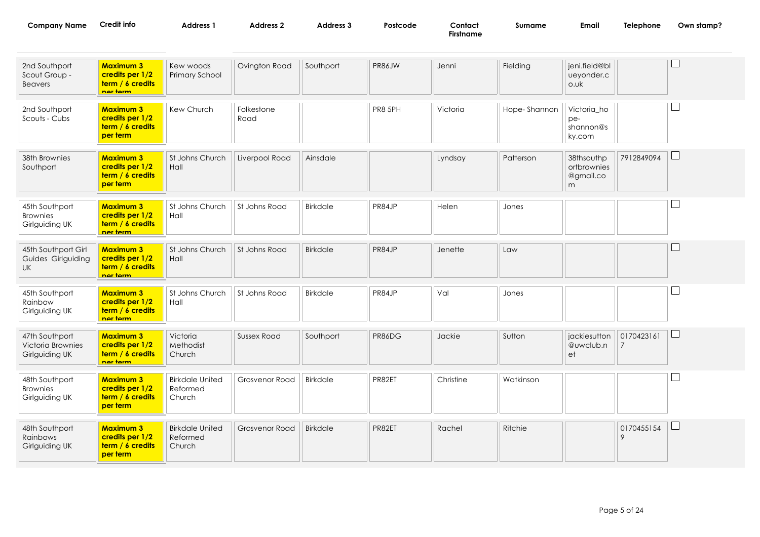| Company Name | Credit info | Address 1 | Address 2 | Address 3 | Postcode | Contact Firstname | Surname | Email | Telephone | Own stamp? |
|---|---|---|---|---|---|---|---|---|---|---|
| 2nd Southport Scout Group - Beavers | **Maximum 3 credits per 1/2 term / 6 credits per term** | Kew woods Primary School | Ovington Road | Southport | PR86JW | Jenni | Fielding | jeni.field@blueyonder.co.uk | | ☐ |
| 2nd Southport Scouts - Cubs | **Maximum 3 credits per 1/2 term / 6 credits per term** | Kew Church | Folkestone Road | | PR8 5PH | Victoria | Hope- Shannon | Victoria_hope-shannon@sky.com | | ☐ |
| 38th Brownies Southport | **Maximum 3 credits per 1/2 term / 6 credits per term** | St Johns Church Hall | Liverpool Road | Ainsdale | | Lyndsay | Patterson | 38thsouthportbrownies@gmail.com | 7912849094 | ☐ |
| 45th Southport Brownies Girlguiding UK | **Maximum 3 credits per 1/2 term / 6 credits per term** | St Johns Church Hall | St Johns Road | Birkdale | PR84JP | Helen | Jones | | | ☐ |
| 45th Southport Girl Guides Girlguiding UK | **Maximum 3 credits per 1/2 term / 6 credits per term** | St Johns Church Hall | St Johns Road | Birkdale | PR84JP | Jenette | Law | | | ☐ |
| 45th Southport Rainbow Girlguiding UK | **Maximum 3 credits per 1/2 term / 6 credits per term** | St Johns Church Hall | St Johns Road | Birkdale | PR84JP | Val | Jones | | | ☐ |
| 47th Southport Victoria Brownies Girlguiding UK | **Maximum 3 credits per 1/2 term / 6 credits per term** | Victoria Methodist Church | Sussex Road | Southport | PR86DG | Jackie | Sutton | jackiesutton@uwclub.net | 01704231617 | ☐ |
| 48th Southport Brownies Girlguiding UK | **Maximum 3 credits per 1/2 term / 6 credits per term** | Birkdale United Reformed Church | Grosvenor Road | Birkdale | PR82ET | Christine | Watkinson | | | ☐ |
| 48th Southport Rainbows Girlguiding UK | **Maximum 3 credits per 1/2 term / 6 credits per term** | Birkdale United Reformed Church | Grosvenor Road | Birkdale | PR82ET | Rachel | Ritchie | | 01704551549 | ☐ |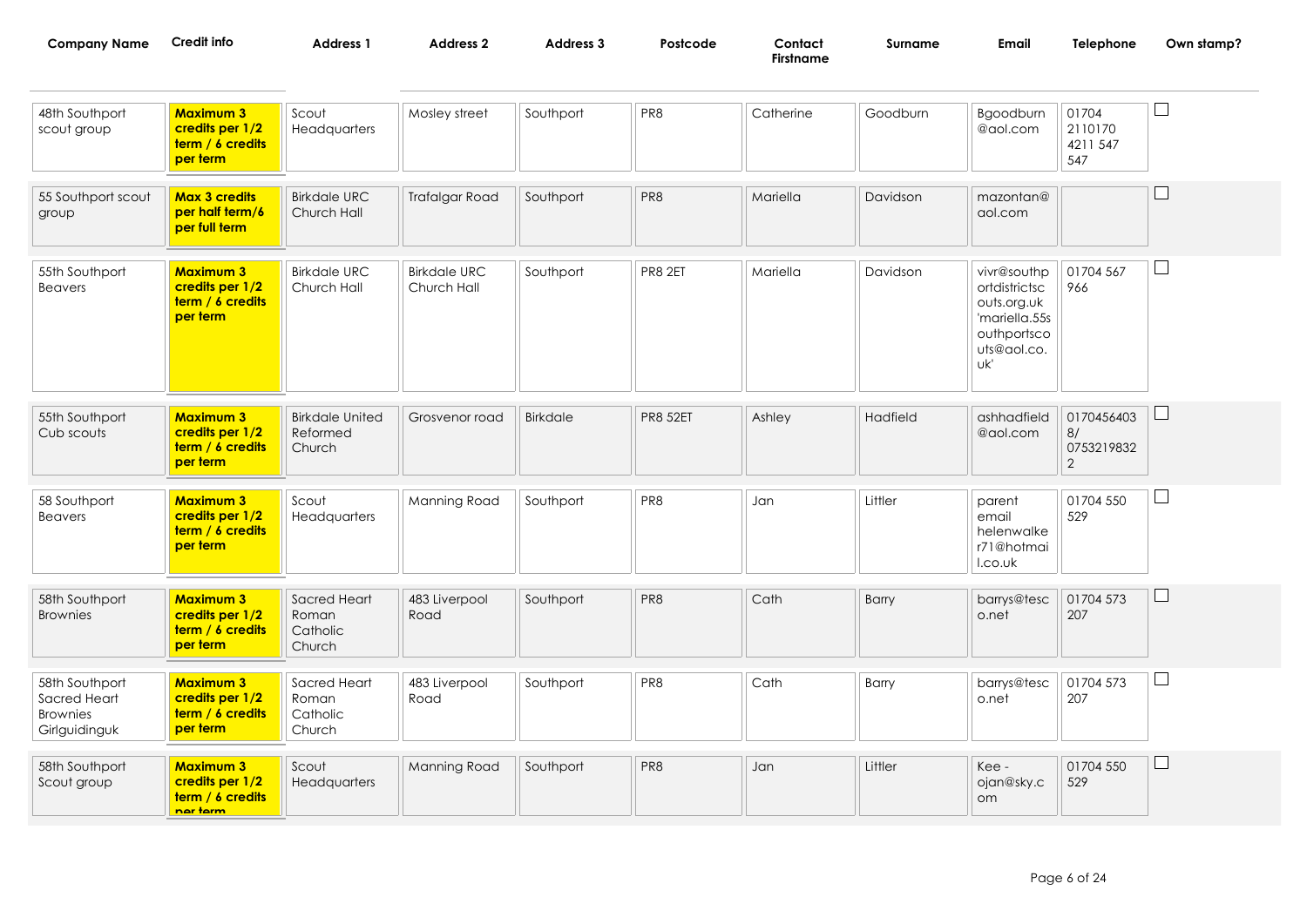| Company Name | Credit info | Address 1 | Address 2 | Address 3 | Postcode | Contact Firstname | Surname | Email | Telephone | Own stamp? |
|---|---|---|---|---|---|---|---|---|---|---|
| 48th Southport scout group | **Maximum 3 credits per 1/2 term / 6 credits per term** | Scout Headquarters | Mosley street | Southport | PR8 | Catherine | Goodburn | Bgoodburn@aol.com | 01704 2110170 4211 547 547 | ☐ |
| 55 Southport scout group | **Max 3 credits per half term/6 per full term** | Birkdale URC Church Hall | Trafalgar Road | Southport | PR8 | Mariella | Davidson | mazontan@aol.com | | ☐ |
| 55th Southport Beavers | **Maximum 3 credits per 1/2 term / 6 credits per term** | Birkdale URC Church Hall | Birkdale URC Church Hall | Southport | PR8 2ET | Mariella | Davidson | vivr@southportdistrictscouts.org.uk 'mariella.55southportscouts@aol.co.uk' | 01704 567 966 | ☐ |
| 55th Southport Cub scouts | **Maximum 3 credits per 1/2 term / 6 credits per term** | Birkdale United Reformed Church | Grosvenor road | Birkdale | PR8 52ET | Ashley | Hadfield | ashhadfield@aol.com | 0170456403 8/ 0753219832 2 | ☐ |
| 58 Southport Beavers | **Maximum 3 credits per 1/2 term / 6 credits per term** | Scout Headquarters | Manning Road | Southport | PR8 | Jan | Littler | parent email helenwalker71@hotmail.co.uk | 01704 550 529 | ☐ |
| 58th Southport Brownies | **Maximum 3 credits per 1/2 term / 6 credits per term** | Sacred Heart Roman Catholic Church | 483 Liverpool Road | Southport | PR8 | Cath | Barry | barrys@tesco.net | 01704 573 207 | ☐ |
| 58th Southport Sacred Heart Brownies Girlguidinguk | **Maximum 3 credits per 1/2 term / 6 credits per term** | Sacred Heart Roman Catholic Church | 483 Liverpool Road | Southport | PR8 | Cath | Barry | barrys@tesco.net | 01704 573 207 | ☐ |
| 58th Southport Scout group | **Maximum 3 credits per 1/2 term / 6 credits per term** | Scout Headquarters | Manning Road | Southport | PR8 | Jan | Littler | Kee - ojan@sky.com | 01704 550 529 | ☐ |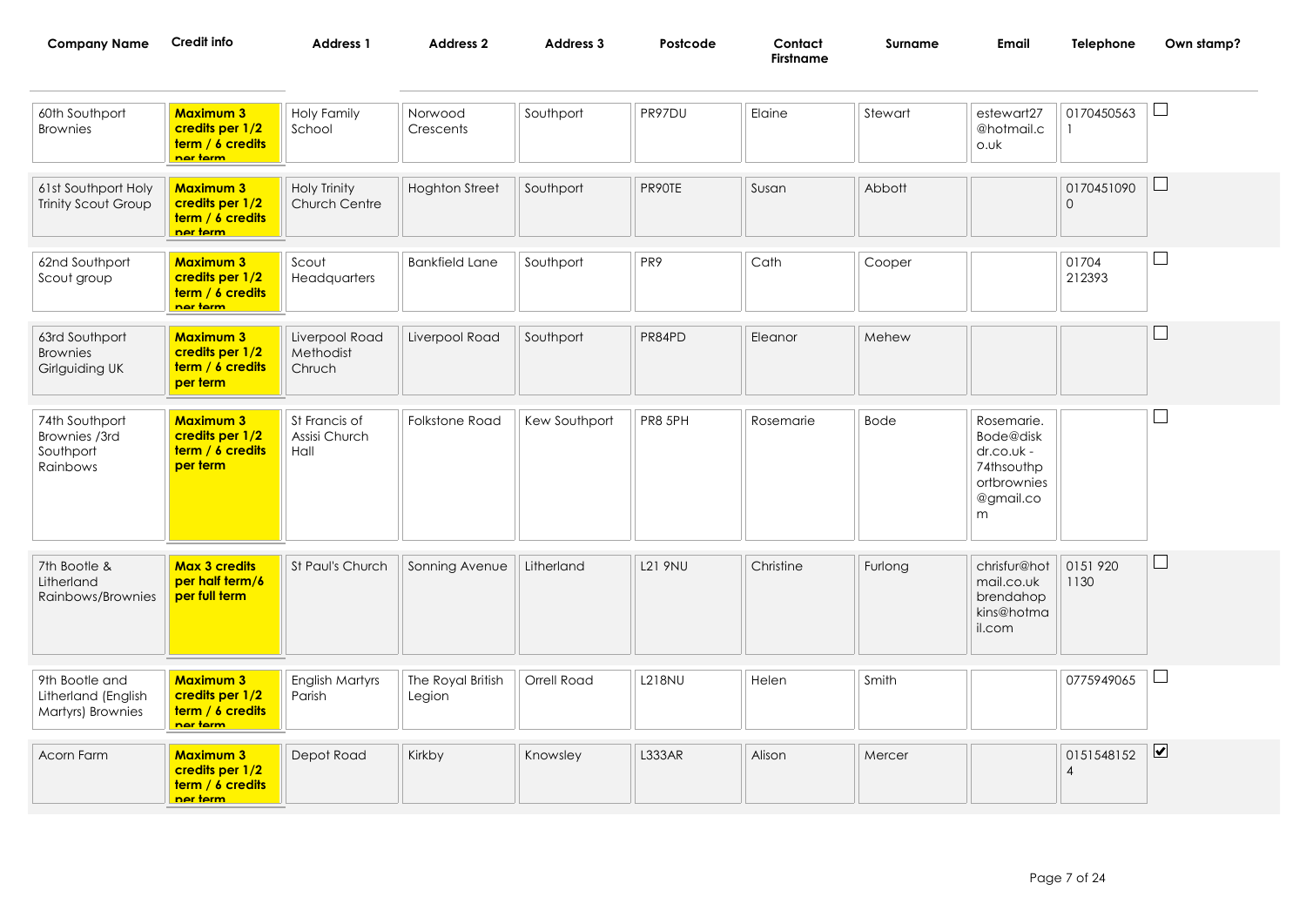| Company Name | Credit info | Address 1 | Address 2 | Address 3 | Postcode | Contact Firstname | Surname | Email | Telephone | Own stamp? |
|---|---|---|---|---|---|---|---|---|---|---|
| 60th Southport Brownies | **Maximum 3 credits per 1/2 term / 6 credits per term** | Holy Family School | Norwood Crescents | Southport | PR97DU | Elaine | Stewart | estewart27@hotmail.co.uk | 01704505631 | ☐ |
| 61st Southport Holy Trinity Scout Group | **Maximum 3 credits per 1/2 term / 6 credits per term** | Holy Trinity Church Centre | Hoghton Street | Southport | PR90TE | Susan | Abbott | | 01704510900 | ☐ |
| 62nd Southport Scout group | **Maximum 3 credits per 1/2 term / 6 credits per term** | Scout Headquarters | Bankfield Lane | Southport | PR9 | Cath | Cooper | | 01704 212393 | ☐ |
| 63rd Southport Brownies Girlguiding UK | **Maximum 3 credits per 1/2 term / 6 credits per term** | Liverpool Road Methodist Chruch | Liverpool Road | Southport | PR84PD | Eleanor | Mehew | | | ☐ |
| 74th Southport Brownies /3rd Southport Rainbows | **Maximum 3 credits per 1/2 term / 6 credits per term** | St Francis of Assisi Church Hall | Folkstone Road | Kew Southport | PR8 5PH | Rosemarie | Bode | Rosemarie.Bode@diskdr.co.uk - 74thsouthportbrownies@gmail.com | | ☐ |
| 7th Bootle & Litherland Rainbows/Brownies | **Max 3 credits per half term/6 per full term** | St Paul's Church | Sonning Avenue | Litherland | L21 9NU | Christine | Furlong | chrisfur@hotmail.co.uk brendahopkins@hotmail.com | 0151 920 1130 | ☐ |
| 9th Bootle and Litherland (English Martyrs) Brownies | **Maximum 3 credits per 1/2 term / 6 credits per term** | English Martyrs Parish | The Royal British Legion | Orrell Road | L218NU | Helen | Smith | | 0775949065 | ☐ |
| Acorn Farm | **Maximum 3 credits per 1/2 term / 6 credits per term** | Depot Road | Kirkby | Knowsley | L333AR | Alison | Mercer | | 01515481524 | ☑ |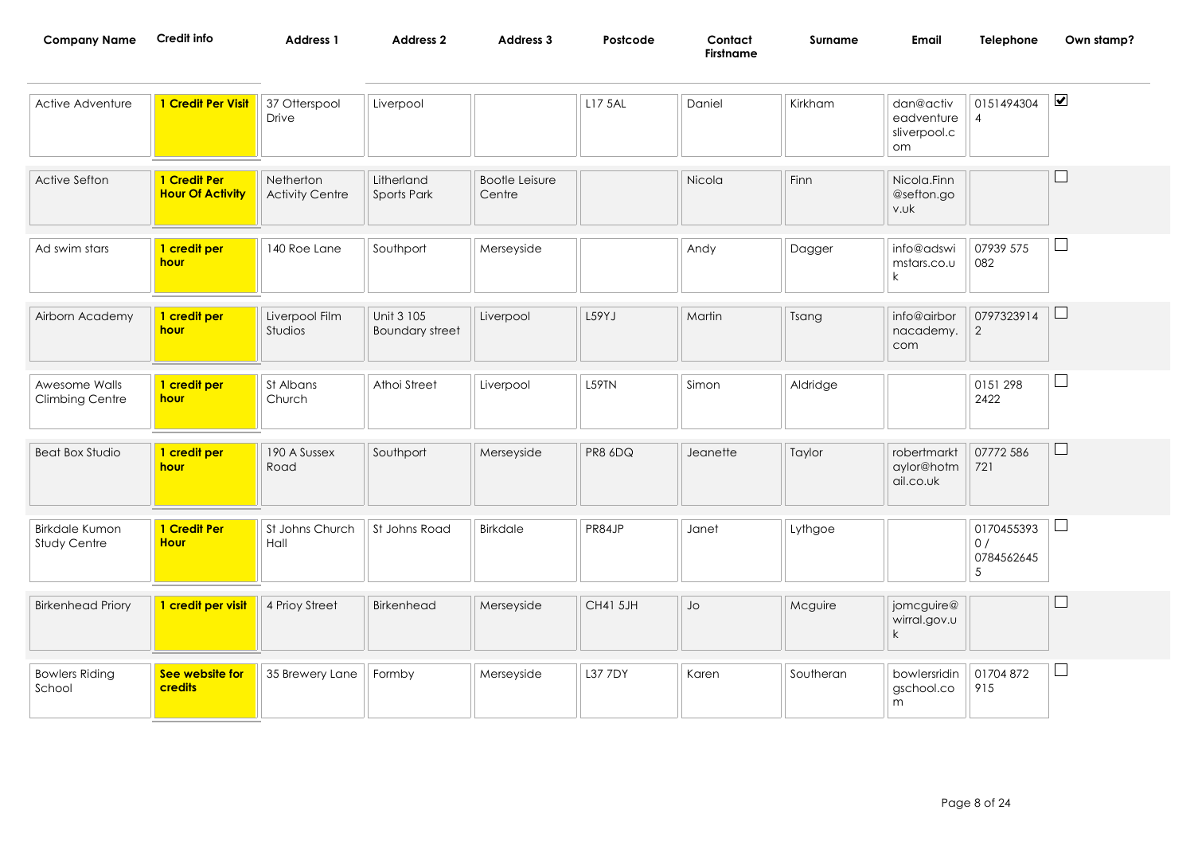| Company Name | Credit info | Address 1 | Address 2 | Address 3 | Postcode | Contact Firstname | Surname | Email | Telephone | Own stamp? |
|---|---|---|---|---|---|---|---|---|---|---|
| Active Adventure | **1 Credit Per Visit** | 37 Otterspool Drive | Liverpool | | L17 5AL | Daniel | Kirkham | dan@activeadventuresliverpool.com | 01514943044 | ☑ |
| Active Sefton | **1 Credit Per Hour Of Activity** | Netherton Activity Centre | Litherland Sports Park | Bootle Leisure Centre | | Nicola | Finn | Nicola.Finn@sefton.gov.uk | | ☐ |
| Ad swim stars | **1 credit per hour** | 140 Roe Lane | Southport | Merseyside | | Andy | Dagger | info@adswimstars.co.uk | 07939 575 082 | ☐ |
| Airborn Academy | **1 credit per hour** | Liverpool Film Studios | Unit 3 105 Boundary street | Liverpool | L59YJ | Martin | Tsang | info@airbornacademy.com | 07973239142 | ☐ |
| Awesome Walls Climbing Centre | **1 credit per hour** | St Albans Church | Athoi Street | Liverpool | L59TN | Simon | Aldridge | | 0151 298 2422 | ☐ |
| Beat Box Studio | **1 credit per hour** | 190 A Sussex Road | Southport | Merseyside | PR8 6DQ | Jeanette | Taylor | robertmarktaylor@hotmail.co.uk | 07772 586 721 | ☐ |
| Birkdale Kumon Study Centre | **1 Credit Per Hour** | St Johns Church Hall | St Johns Road | Birkdale | PR84JP | Janet | Lythgoe | | 01704553930 / 07845626455 | ☐ |
| Birkenhead Priory | **1 credit per visit** | 4 Prioy Street | Birkenhead | Merseyside | CH41 5JH | Jo | Mcguire | jomcguire@wirral.gov.uk | | ☐ |
| Bowlers Riding School | **See website for credits** | 35 Brewery Lane | Formby | Merseyside | L37 7DY | Karen | Southeran | bowlersridingschool.com | 01704 872 915 | ☐ |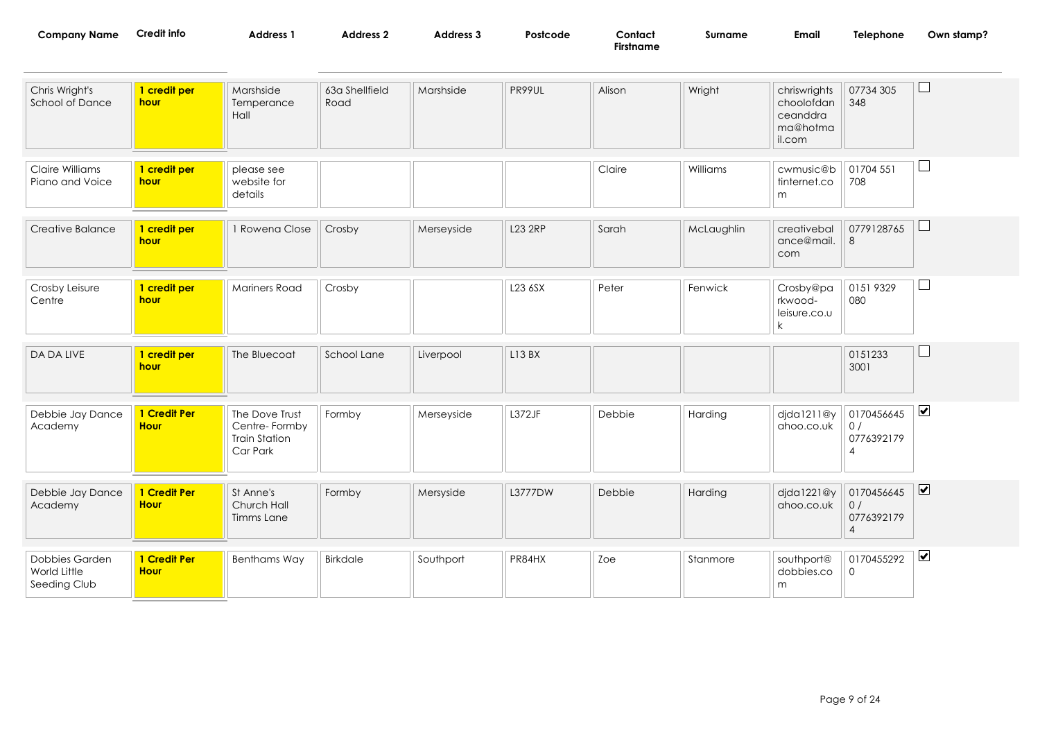| Company Name | Credit info | Address 1 | Address 2 | Address 3 | Postcode | Contact Firstname | Surname | Email | Telephone | Own stamp? |
|---|---|---|---|---|---|---|---|---|---|---|
| Chris Wright's School of Dance | **1 credit per hour** | Marshside Temperance Hall | 63a Shellfield Road | Marshside | PR99UL | Alison | Wright | chriswrightschoolofdanceanddrama@hotmail.com | 07734 305 348 | ☐ |
| Claire Williams Piano and Voice | **1 credit per hour** | please see website for details | | | | Claire | Williams | cwmusic@btinternet.com | 01704 551 708 | ☐ |
| Creative Balance | **1 credit per hour** | 1 Rowena Close | Crosby | Merseyside | L23 2RP | Sarah | McLaughlin | creativebalance@mail.com | 07791287658 | ☐ |
| Crosby Leisure Centre | **1 credit per hour** | Mariners Road | Crosby | | L23 6SX | Peter | Fenwick | Crosby@parkwood-leisure.co.uk | 0151 9329 080 | ☐ |
| DA DA LIVE | **1 credit per hour** | The Bluecoat | School Lane | Liverpool | L13 BX | | | | 01512333001 | ☐ |
| Debbie Jay Dance Academy | **1 Credit Per Hour** | The Dove Trust Centre- Formby Train Station Car Park | Formby | Merseyside | L372JF | Debbie | Harding | djda1211@yahoo.co.uk | 01704566450 / 07763921794 | ☑ |
| Debbie Jay Dance Academy | **1 Credit Per Hour** | St Anne's Church Hall Timms Lane | Formby | Mersyside | L3777DW | Debbie | Harding | djda1221@yahoo.co.uk | 01704566450 / 07763921794 | ☑ |
| Dobbies Garden World Little Seeding Club | **1 Credit Per Hour** | Benthams Way | Birkdale | Southport | PR84HX | Zoe | Stanmore | southport@dobbies.com | 01704552920 | ☑ |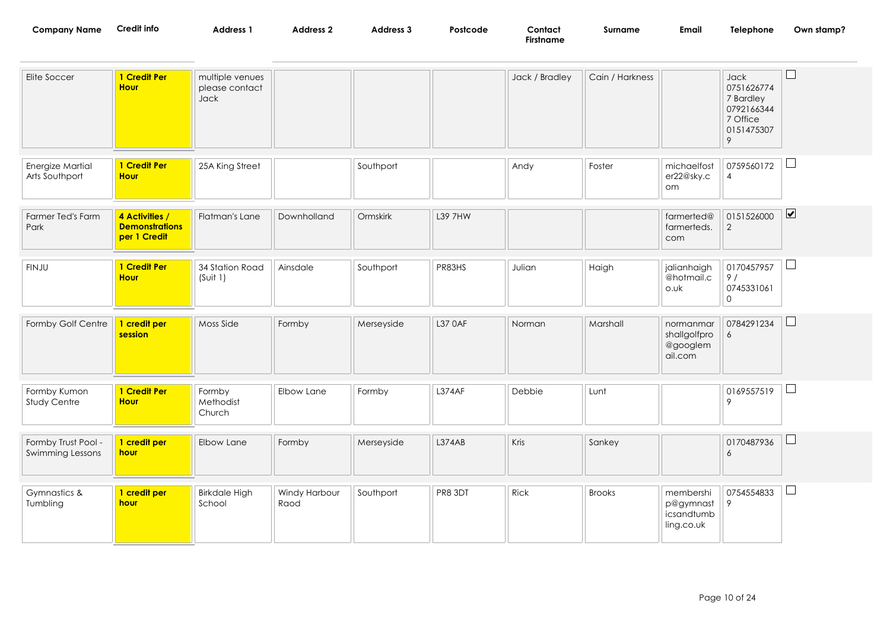| Company Name | Credit info | Address 1 | Address 2 | Address 3 | Postcode | Contact Firstname | Surname | Email | Telephone | Own stamp? |
|---|---|---|---|---|---|---|---|---|---|---|
| Elite Soccer | **1 Credit Per Hour** | multiple venues please contact Jack | | | | Jack / Bradley | Cain / Harkness | | Jack 07516267747 Bardley 07921663447 Office 01514753079 | ☐ |
| Energize Martial Arts Southport | **1 Credit Per Hour** | 25A King Street | | Southport | | Andy | Foster | michaelfoster22@sky.com | 07595601724 | ☐ |
| Farmer Ted's Farm Park | **4 Activities / Demonstrations per 1 Credit** | Flatman's Lane | Downholland | Ormskirk | L39 7HW | | | farmerted@farmerteds.com | 01515260002 | ☑ |
| FINJU | **1 Credit Per Hour** | 34 Station Road (Suit 1) | Ainsdale | Southport | PR83HS | Julian | Haigh | jalianhaigh@hotmail.co.uk | 01704579579 / 07453310610 | ☐ |
| Formby Golf Centre | **1 credit per session** | Moss Side | Formby | Merseyside | L37 0AF | Norman | Marshall | normanmarshallgolfpro@googlemail.com | 07842912346 | ☐ |
| Formby Kumon Study Centre | **1 Credit Per Hour** | Formby Methodist Church | Elbow Lane | Formby | L374AF | Debbie | Lunt | | 01695575199 | ☐ |
| Formby Trust Pool - Swimming Lessons | **1 credit per hour** | Elbow Lane | Formby | Merseyside | L374AB | Kris | Sankey | | 01704879366 | ☐ |
| Gymnastics & Tumbling | **1 credit per hour** | Birkdale High School | Windy Harbour Raod | Southport | PR8 3DT | Rick | Brooks | membership@gymnasticsandtumbling.co.uk | 07545548339 | ☐ |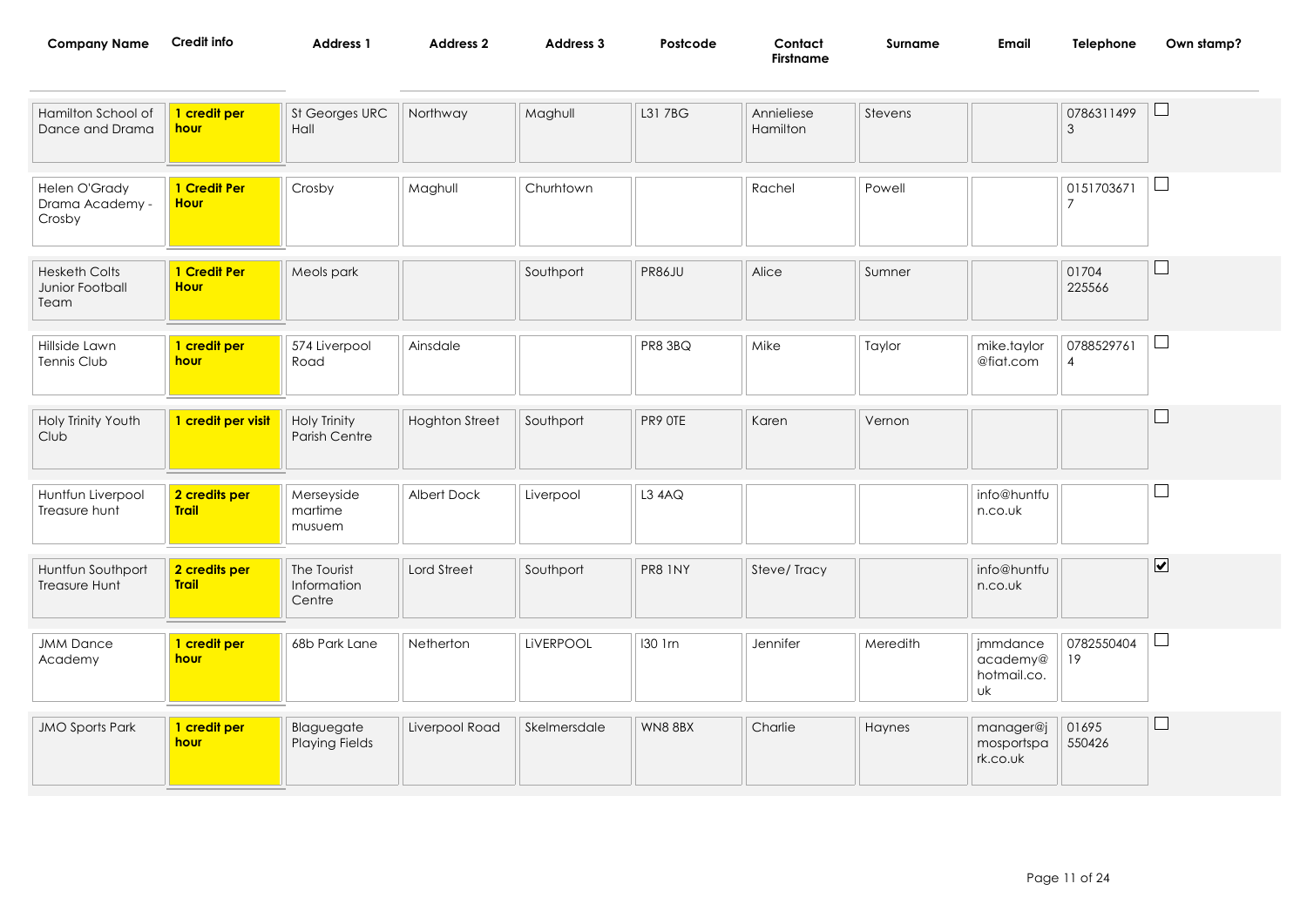| Company Name | Credit info | Address 1 | Address 2 | Address 3 | Postcode | Contact Firstname | Surname | Email | Telephone | Own stamp? |
|---|---|---|---|---|---|---|---|---|---|---|
| Hamilton School of Dance and Drama | **1 credit per hour** | St Georges URC Hall | Northway | Maghull | L31 7BG | Annieliese Hamilton | Stevens | | 07863114993 | ☐ |
| Helen O'Grady Drama Academy - Crosby | **1 Credit Per Hour** | Crosby | Maghull | Churhtown | | Rachel | Powell | | 01517036717 | ☐ |
| Hesketh Colts Junior Football Team | **1 Credit Per Hour** | Meols park | | Southport | PR86JU | Alice | Sumner | | 01704 225566 | ☐ |
| Hillside Lawn Tennis Club | **1 credit per hour** | 574 Liverpool Road | Ainsdale | | PR8 3BQ | Mike | Taylor | mike.taylor@fiat.com | 07885297614 | ☐ |
| Holy Trinity Youth Club | **1 credit per visit** | Holy Trinity Parish Centre | Hoghton Street | Southport | PR9 0TE | Karen | Vernon | | | ☐ |
| Huntfun Liverpool Treasure hunt | **2 credits per Trail** | Merseyside martime musuem | Albert Dock | Liverpool | L3 4AQ | | | info@huntfun.co.uk | | ☐ |
| Huntfun Southport Treasure Hunt | **2 credits per Trail** | The Tourist Information Centre | Lord Street | Southport | PR8 1NY | Steve/ Tracy | | info@huntfun.co.uk | | ☑ |
| JMM Dance Academy | **1 credit per hour** | 68b Park Lane | Netherton | LiVERPOOL | l30 1rn | Jennifer | Meredith | jmmdanceacademy@hotmail.co.uk | 0782550404 19 | ☐ |
| JMO Sports Park | **1 credit per hour** | Blaguegate Playing Fields | Liverpool Road | Skelmersdale | WN8 8BX | Charlie | Haynes | manager@jmosportspark.co.uk | 01695 550426 | ☐ |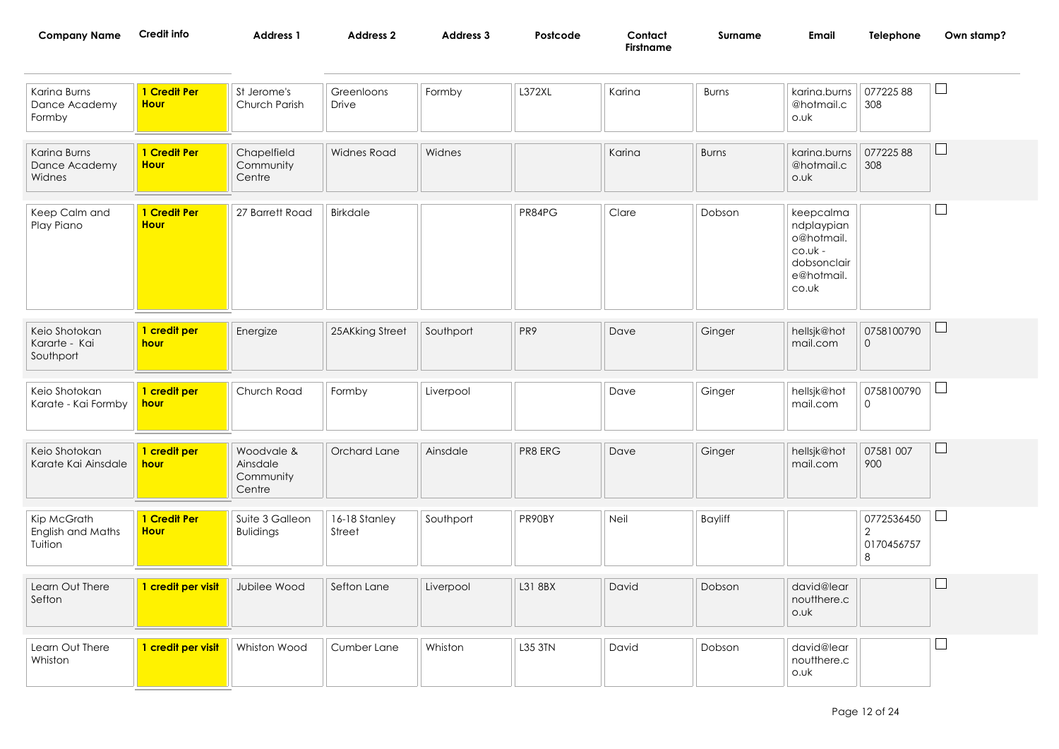| Company Name | Credit info | Address 1 | Address 2 | Address 3 | Postcode | Contact Firstname | Surname | Email | Telephone | Own stamp? |
|---|---|---|---|---|---|---|---|---|---|---|
| Karina Burns Dance Academy Formby | **1 Credit Per Hour** | St Jerome's Church Parish | Greenloons Drive | Formby | L372XL | Karina | Burns | karina.burns@hotmail.co.uk | 077225 88 308 | ☐ |
| Karina Burns Dance Academy Widnes | **1 Credit Per Hour** | Chapelfield Community Centre | Widnes Road | Widnes | | Karina | Burns | karina.burns@hotmail.co.uk | 077225 88 308 | ☐ |
| Keep Calm and Play Piano | **1 Credit Per Hour** | 27 Barrett Road | Birkdale | | PR84PG | Clare | Dobson | keepcalmandplaypiano@hotmail.co.uk - dobsonclaire@hotmail.co.uk | | ☐ |
| Keio Shotokan Kararte - Kai Southport | **1 credit per hour** | Energize | 25AKking Street | Southport | PR9 | Dave | Ginger | hellsjk@hotmail.com | 07581007900 | ☐ |
| Keio Shotokan Karate - Kai Formby | **1 credit per hour** | Church Road | Formby | Liverpool | | Dave | Ginger | hellsjk@hotmail.com | 07581007900 | ☐ |
| Keio Shotokan Karate Kai Ainsdale | **1 credit per hour** | Woodvale & Ainsdale Community Centre | Orchard Lane | Ainsdale | PR8 ERG | Dave | Ginger | hellsjk@hotmail.com | 07581 007 900 | ☐ |
| Kip McGrath English and Maths Tuition | **1 Credit Per Hour** | Suite 3 Galleon Bulidings | 16-18 Stanley Street | Southport | PR90BY | Neil | Bayliff | | 07725364502 01704567578 | ☐ |
| Learn Out There Sefton | **1 credit per visit** | Jubilee Wood | Sefton Lane | Liverpool | L31 8BX | David | Dobson | david@learnoutthere.co.uk | | ☐ |
| Learn Out There Whiston | **1 credit per visit** | Whiston Wood | Cumber Lane | Whiston | L35 3TN | David | Dobson | david@learnoutthere.co.uk | | ☐ |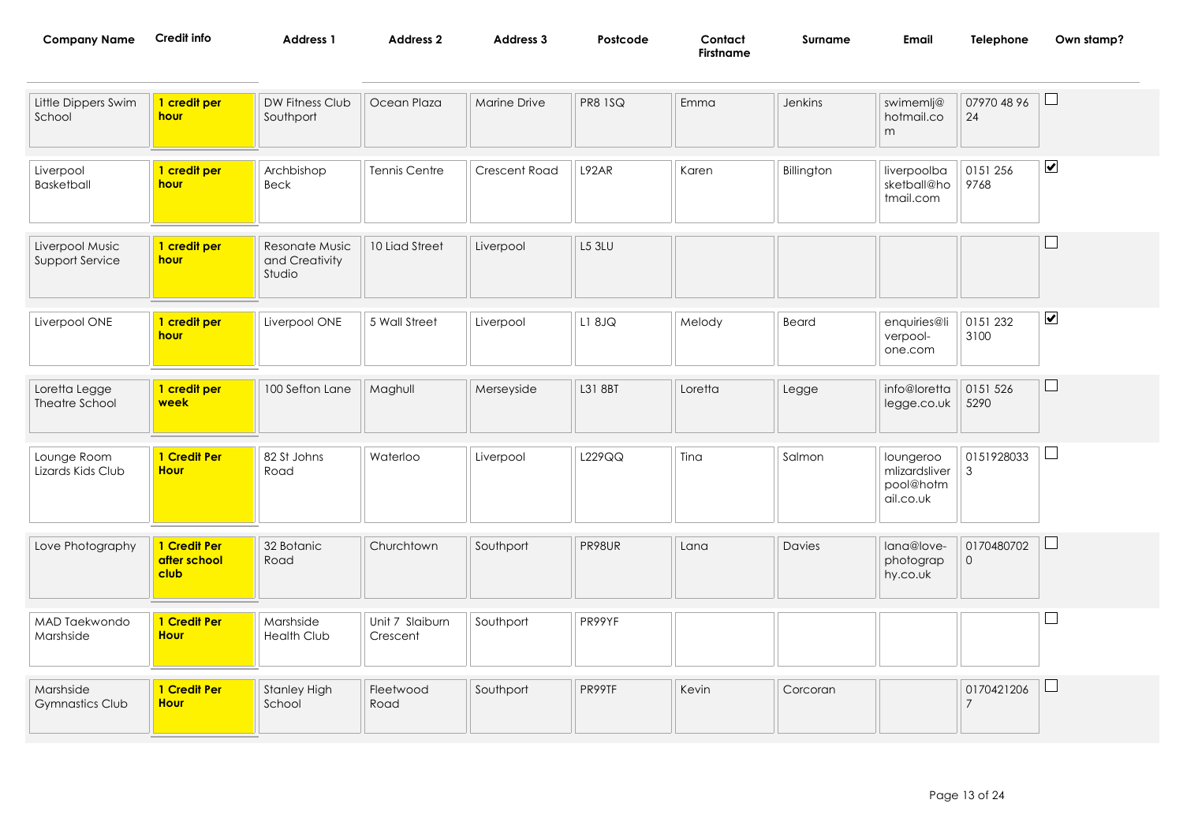| Company Name | Credit info | Address 1 | Address 2 | Address 3 | Postcode | Contact Firstname | Surname | Email | Telephone | Own stamp? |
|---|---|---|---|---|---|---|---|---|---|---|
| Little Dippers Swim School | **1 credit per hour** | DW Fitness Club Southport | Ocean Plaza | Marine Drive | PR8 1SQ | Emma | Jenkins | swimemlj@hotmail.com | 07970 48 96 24 | ☐ |
| Liverpool Basketball | **1 credit per hour** | Archbishop Beck | Tennis Centre | Crescent Road | L92AR | Karen | Billington | liverpoolbasketball@hotmail.com | 0151 256 9768 | ☑ |
| Liverpool Music Support Service | **1 credit per hour** | Resonate Music and Creativity Studio | 10 Liad Street | Liverpool | L5 3LU | | | | | ☐ |
| Liverpool ONE | **1 credit per hour** | Liverpool ONE | 5 Wall Street | Liverpool | L1 8JQ | Melody | Beard | enquiries@liverpool-one.com | 0151 232 3100 | ☑ |
| Loretta Legge Theatre School | **1 credit per week** | 100 Sefton Lane | Maghull | Merseyside | L31 8BT | Loretta | Legge | info@lorettalegge.co.uk | 0151 526 5290 | ☐ |
| Lounge Room Lizards Kids Club | **1 Credit Per Hour** | 82 St Johns Road | Waterloo | Liverpool | L229QQ | Tina | Salmon | loungeroomlizardsliverpool@hotmail.co.uk | 01519280333 | ☐ |
| Love Photography | **1 Credit Per after school club** | 32 Botanic Road | Churchtown | Southport | PR98UR | Lana | Davies | lana@love-photography.co.uk | 01704807020 | ☐ |
| MAD Taekwondo Marshside | **1 Credit Per Hour** | Marshside Health Club | Unit 7 Slaiburn Crescent | Southport | PR99YF | | | | | ☐ |
| Marshside Gymnastics Club | **1 Credit Per Hour** | Stanley High School | Fleetwood Road | Southport | PR99TF | Kevin | Corcoran | | 01704212067 | ☐ |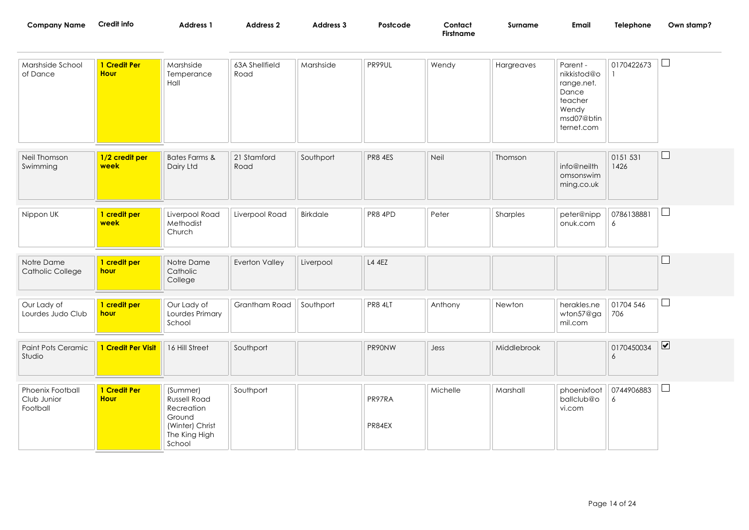| Company Name | Credit info | Address 1 | Address 2 | Address 3 | Postcode | Contact Firstname | Surname | Email | Telephone | Own stamp? |
|---|---|---|---|---|---|---|---|---|---|---|
| Marshside School of Dance | **1 Credit Per Hour** | Marshside Temperance Hall | 63A Shellfield Road | Marshside | PR99UL | Wendy | Hargreaves | Parent - nikkistod@orange.net. Dance teacher Wendy msd07@btinternet.com | 01704226731 | ☐ |
| Neil Thomson Swimming | **1/2 credit per week** | Bates Farms & Dairy Ltd | 21 Stamford Road | Southport | PR8 4ES | Neil | Thomson | info@neilthomsonswimming.co.uk | 0151 531 1426 | ☐ |
| Nippon UK | **1 credit per week** | Liverpool Road Methodist Church | Liverpool Road | Birkdale | PR8 4PD | Peter | Sharples | peter@nippon-uk.com | 07861388816 | ☐ |
| Notre Dame Catholic College | **1 credit per hour** | Notre Dame Catholic College | Everton Valley | Liverpool | L4 4EZ | | | | | ☐ |
| Our Lady of Lourdes Judo Club | **1 credit per hour** | Our Lady of Lourdes Primary School | Grantham Road | Southport | PR8 4LT | Anthony | Newton | herakles.newton57@gamil.com | 01704 546 706 | ☐ |
| Paint Pots Ceramic Studio | **1 Credit Per Visit** | 16 Hill Street | Southport | | PR90NW | Jess | Middlebrook | | 01704500346 | ☑ |
| Phoenix Football Club Junior Football | **1 Credit Per Hour** | (Summer) Russell Road Recreation Ground (Winter) Christ The King High School | Southport | | PR97RA PR84EX | Michelle | Marshall | phoenixfootballclub@ovi.com | 07449068836 | ☐ |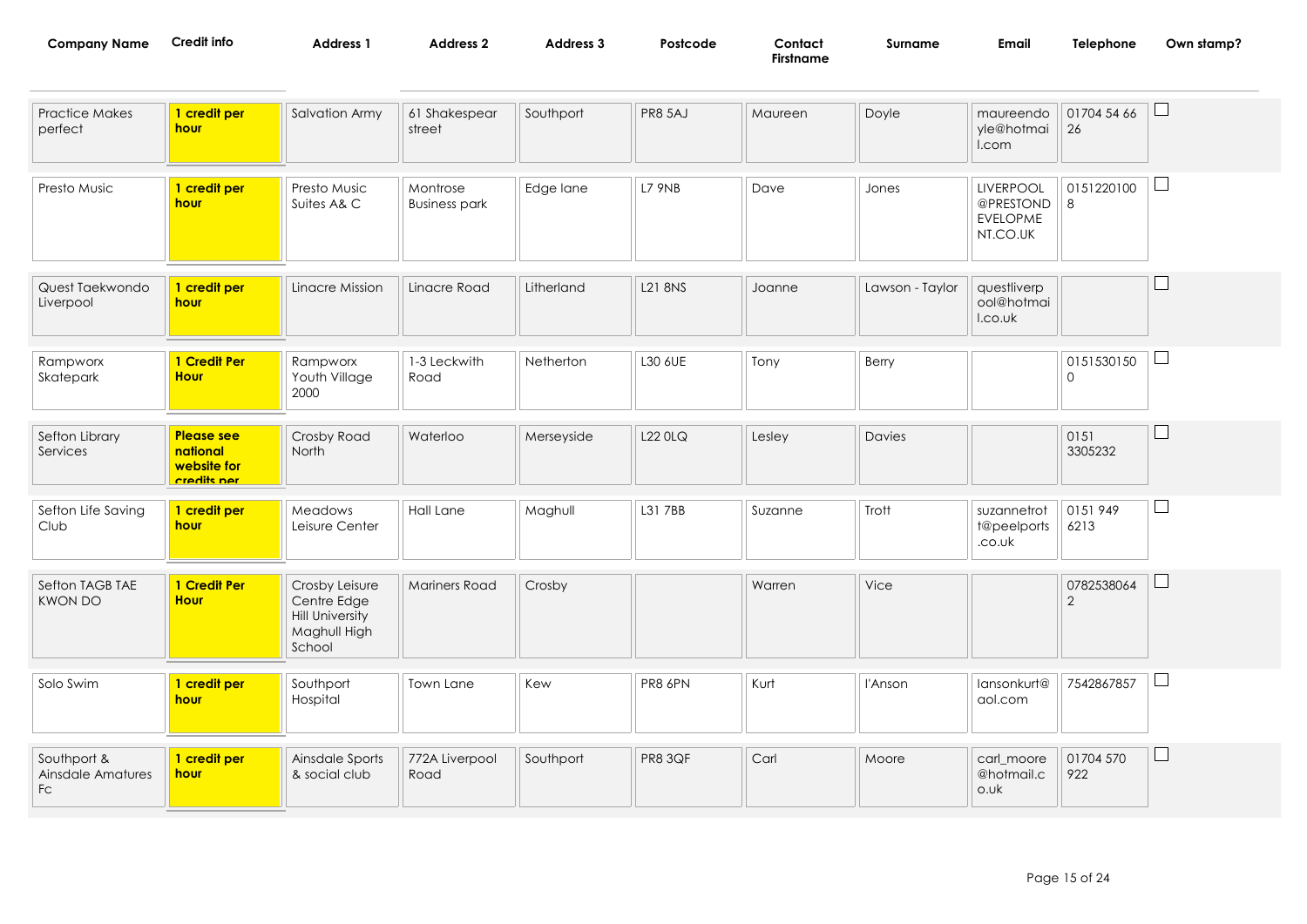| Company Name | Credit info | Address 1 | Address 2 | Address 3 | Postcode | Contact Firstname | Surname | Email | Telephone | Own stamp? |
|---|---|---|---|---|---|---|---|---|---|---|
| Practice Makes perfect | **1 credit per hour** | Salvation Army | 61 Shakespear street | Southport | PR8 5AJ | Maureen | Doyle | maureendoyle@hotmail.com | 01704 54 66 26 | ☐ |
| Presto Music | **1 credit per hour** | Presto Music Suites A& C | Montrose Business park | Edge lane | L7 9NB | Dave | Jones | LIVERPOOL@PRESTONDEVELOPMENT.CO.UK | 01512201008 | ☐ |
| Quest Taekwondo Liverpool | **1 credit per hour** | Linacre Mission | Linacre Road | Litherland | L21 8NS | Joanne | Lawson - Taylor | questliverpool@hotmail.co.uk | | ☐ |
| Rampworx Skatepark | **1 Credit Per Hour** | Rampworx Youth Village 2000 | 1-3 Leckwith Road | Netherton | L30 6UE | Tony | Berry | | 01515301500 | ☐ |
| Sefton Library Services | **Please see national website for credits per** | Crosby Road North | Waterloo | Merseyside | L22 0LQ | Lesley | Davies | | 0151 3305232 | ☐ |
| Sefton Life Saving Club | **1 credit per hour** | Meadows Leisure Center | Hall Lane | Maghull | L31 7BB | Suzanne | Trott | suzannetrott@peelports.co.uk | 0151 949 6213 | ☐ |
| Sefton TAGB TAE KWON DO | **1 Credit Per Hour** | Crosby Leisure Centre Edge Hill University Maghull High School | Mariners Road | Crosby | | Warren | Vice | | 07825380642 | ☐ |
| Solo Swim | **1 credit per hour** | Southport Hospital | Town Lane | Kew | PR8 6PN | Kurt | I'Anson | Iansonkurt@aol.com | 7542867857 | ☐ |
| Southport & Ainsdale Amatures Fc | **1 credit per hour** | Ainsdale Sports & social club | 772A Liverpool Road | Southport | PR8 3QF | Carl | Moore | carl_moore@hotmail.co.uk | 01704 570 922 | ☐ |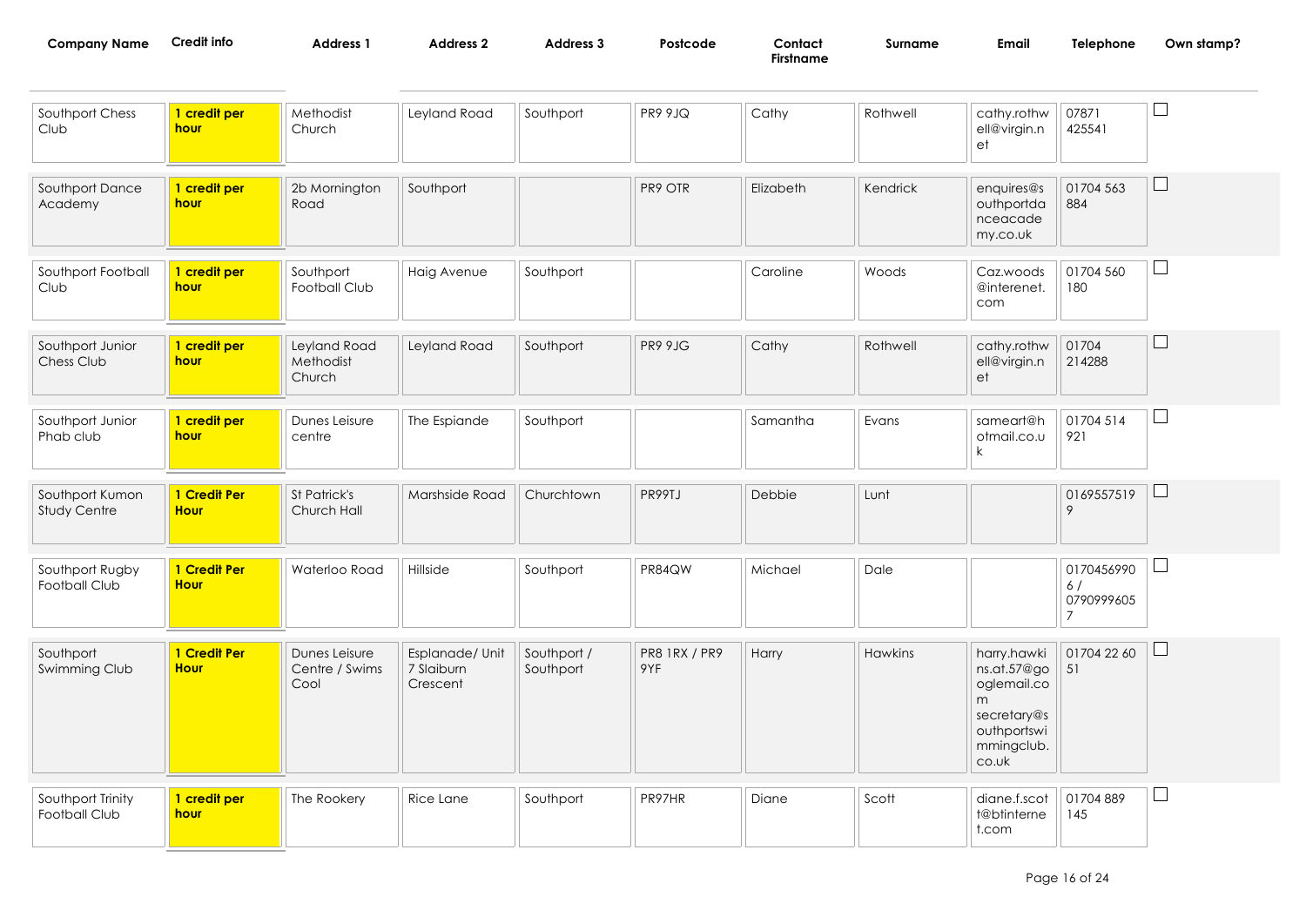| Company Name | Credit info | Address 1 | Address 2 | Address 3 | Postcode | Contact Firstname | Surname | Email | Telephone | Own stamp? |
|---|---|---|---|---|---|---|---|---|---|---|
| Southport Chess Club | **1 credit per hour** | Methodist Church | Leyland Road | Southport | PR9 9JQ | Cathy | Rothwell | cathy.rothwell@virgin.net | 07871 425541 | ☐ |
| Southport Dance Academy | **1 credit per hour** | 2b Mornington Road | Southport | | PR9 OTR | Elizabeth | Kendrick | enquires@southportdanceacademy.co.uk | 01704 563 884 | ☐ |
| Southport Football Club | **1 credit per hour** | Southport Football Club | Haig Avenue | Southport | | Caroline | Woods | Caz.woods@interenet.com | 01704 560 180 | ☐ |
| Southport Junior Chess Club | **1 credit per hour** | Leyland Road Methodist Church | Leyland Road | Southport | PR9 9JG | Cathy | Rothwell | cathy.rothwell@virgin.net | 01704 214288 | ☐ |
| Southport Junior Phab club | **1 credit per hour** | Dunes Leisure centre | The Espiande | Southport | | Samantha | Evans | sameart@hotmail.co.uk | 01704 514 921 | ☐ |
| Southport Kumon Study Centre | **1 Credit Per Hour** | St Patrick's Church Hall | Marshside Road | Churchtown | PR99TJ | Debbie | Lunt | | 01695575199 | ☐ |
| Southport Rugby Football Club | **1 Credit Per Hour** | Waterloo Road | Hillside | Southport | PR84QW | Michael | Dale | | 01704569906 / 07909996057 | ☐ |
| Southport Swimming Club | **1 Credit Per Hour** | Dunes Leisure Centre / Swims Cool | Esplanade/ Unit 7 Slaiburn Crescent | Southport / Southport | PR8 1RX / PR9 9YF | Harry | Hawkins | harry.hawkins.at.57@googlemail.com secretary@southportswimmingclub.co.uk | 01704 22 60 51 | ☐ |
| Southport Trinity Football Club | **1 credit per hour** | The Rookery | Rice Lane | Southport | PR97HR | Diane | Scott | diane.f.scott@btinternet.com | 01704 889 145 | ☐ |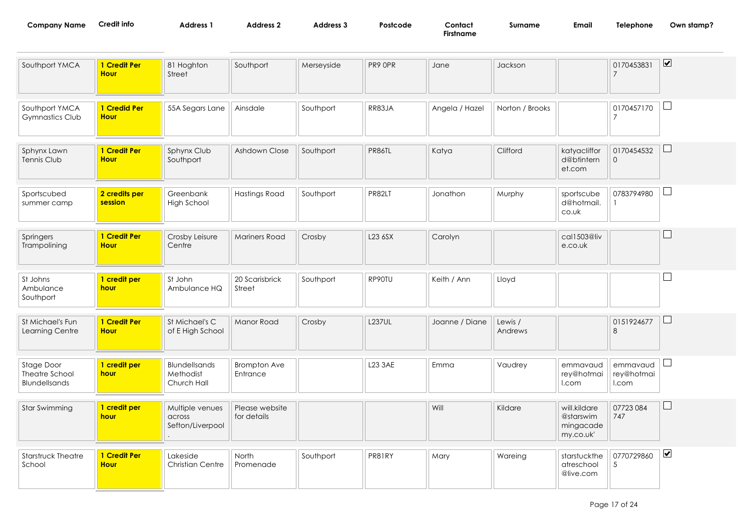| Company Name | Credit info | Address 1 | Address 2 | Address 3 | Postcode | Contact Firstname | Surname | Email | Telephone | Own stamp? |
|---|---|---|---|---|---|---|---|---|---|---|
| Southport YMCA | **1 Credit Per Hour** | 81 Hoghton Street | Southport | Merseyside | PR9 0PR | Jane | Jackson | | 01704538317 | ☑ |
| Southport YMCA Gymnastics Club | **1 Credid Per Hour** | 55A Segars Lane | Ainsdale | Southport | RR83JA | Angela / Hazel | Norton / Brooks | | 01704571707 | ☐ |
| Sphynx Lawn Tennis Club | **1 Credit Per Hour** | Sphynx Club Southport | Ashdown Close | Southport | PR86TL | Katya | Clifford | katyacliffor d@btintern et.com | 01704545320 | ☐ |
| Sportscubed summer camp | **2 credits per session** | Greenbank High School | Hastings Road | Southport | PR82LT | Jonathon | Murphy | sportscube d@hotmail. co.uk | 07837949801 | ☐ |
| Springers Trampolining | **1 Credit Per Hour** | Crosby Leisure Centre | Mariners Road | Crosby | L23 6SX | Carolyn | | cal1503@liv e.co.uk | | ☐ |
| St Johns Ambulance Southport | **1 credit per hour** | St John Ambulance HQ | 20 Scarisbrick Street | Southport | RP90TU | Keith / Ann | Lloyd | | | ☐ |
| St Michael's Fun Learning Centre | **1 Credit Per Hour** | St Michael's C of E High School | Manor Road | Crosby | L237UL | Joanne / Diane | Lewis / Andrews | | 01519246778 | ☐ |
| Stage Door Theatre School Blundellsands | **1 credit per hour** | Blundellsands Methodist Church Hall | Brompton Ave Entrance | | L23 3AE | Emma | Vaudrey | emmavaud rey@hotmai l.com | emmavaud rey@hotmai l.com | ☐ |
| Star Swimming | **1 credit per hour** | Multiple venues across Sefton/Liverpool . | Please website for details | | | Will | Kildare | will.kildare @starswim mingacade my.co.uk' | 07723 084 747 | ☐ |
| Starstruck Theatre School | **1 Credit Per Hour** | Lakeside Christian Centre | North Promenade | Southport | PR81RY | Mary | Wareing | starstuckthe atreschool @live.com | 07707298605 | ☑ |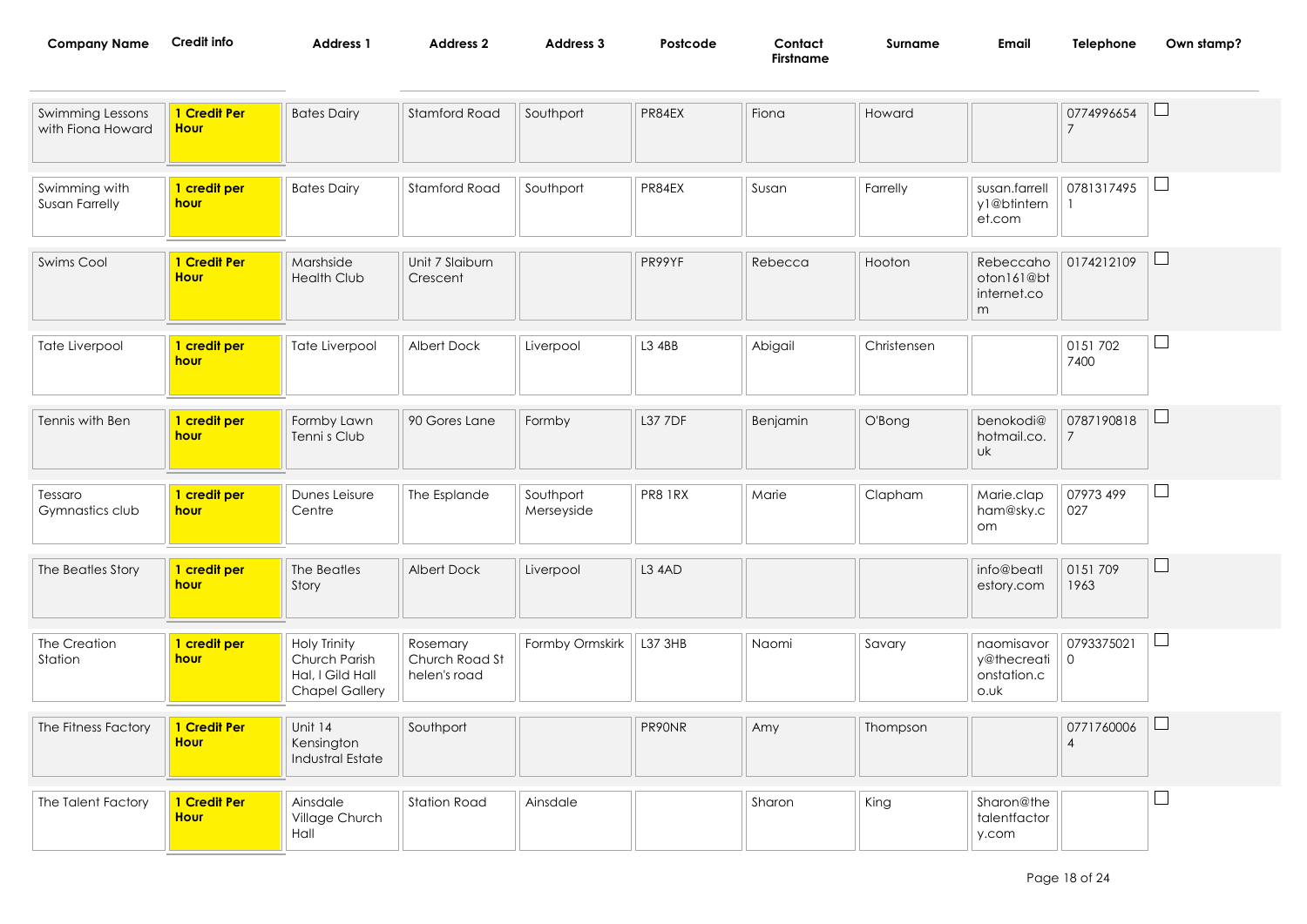| Company Name | Credit info | Address 1 | Address 2 | Address 3 | Postcode | Contact Firstname | Surname | Email | Telephone | Own stamp? |
|---|---|---|---|---|---|---|---|---|---|---|
| Swimming Lessons with Fiona Howard | **1 Credit Per Hour** | Bates Dairy | Stamford Road | Southport | PR84EX | Fiona | Howard | | 07749966547 | ☐ |
| Swimming with Susan Farrelly | **1 credit per hour** | Bates Dairy | Stamford Road | Southport | PR84EX | Susan | Farrelly | susan.farrelly1@btinternet.com | 07813174951 | ☐ |
| Swims Cool | **1 Credit Per Hour** | Marshside Health Club | Unit 7 Slaiburn Crescent | | PR99YF | Rebecca | Hooton | Rebeccahooton161@btinternet.com | 0174212109 | ☐ |
| Tate Liverpool | **1 credit per hour** | Tate Liverpool | Albert Dock | Liverpool | L3 4BB | Abigail | Christensen | | 0151 702 7400 | ☐ |
| Tennis with Ben | **1 credit per hour** | Formby Lawn Tenni s Club | 90 Gores Lane | Formby | L37 7DF | Benjamin | O'Bong | benokodi@hotmail.co.uk | 07871908187 | ☐ |
| Tessaro Gymnastics club | **1 credit per hour** | Dunes Leisure Centre | The Esplande | Southport Merseyside | PR8 1RX | Marie | Clapham | Marie.clapham@sky.com | 07973 499 027 | ☐ |
| The Beatles Story | **1 credit per hour** | The Beatles Story | Albert Dock | Liverpool | L3 4AD | | | info@beatlestory.com | 0151 709 1963 | ☐ |
| The Creation Station | **1 credit per hour** | Holy Trinity Church Parish Hal, I Gild Hall Chapel Gallery | Rosemary Church Road St helen's road | Formby Ormskirk | L37 3HB | Naomi | Savary | naomisavory@thecreationstation.co.uk | 07933750210 | ☐ |
| The Fitness Factory | **1 Credit Per Hour** | Unit 14 Kensington Industral Estate | Southport | | PR90NR | Amy | Thompson | | 07717600064 | ☐ |
| The Talent Factory | **1 Credit Per Hour** | Ainsdale Village Church Hall | Station Road | Ainsdale | | Sharon | King | Sharon@thetalentfactory.com | | ☐ |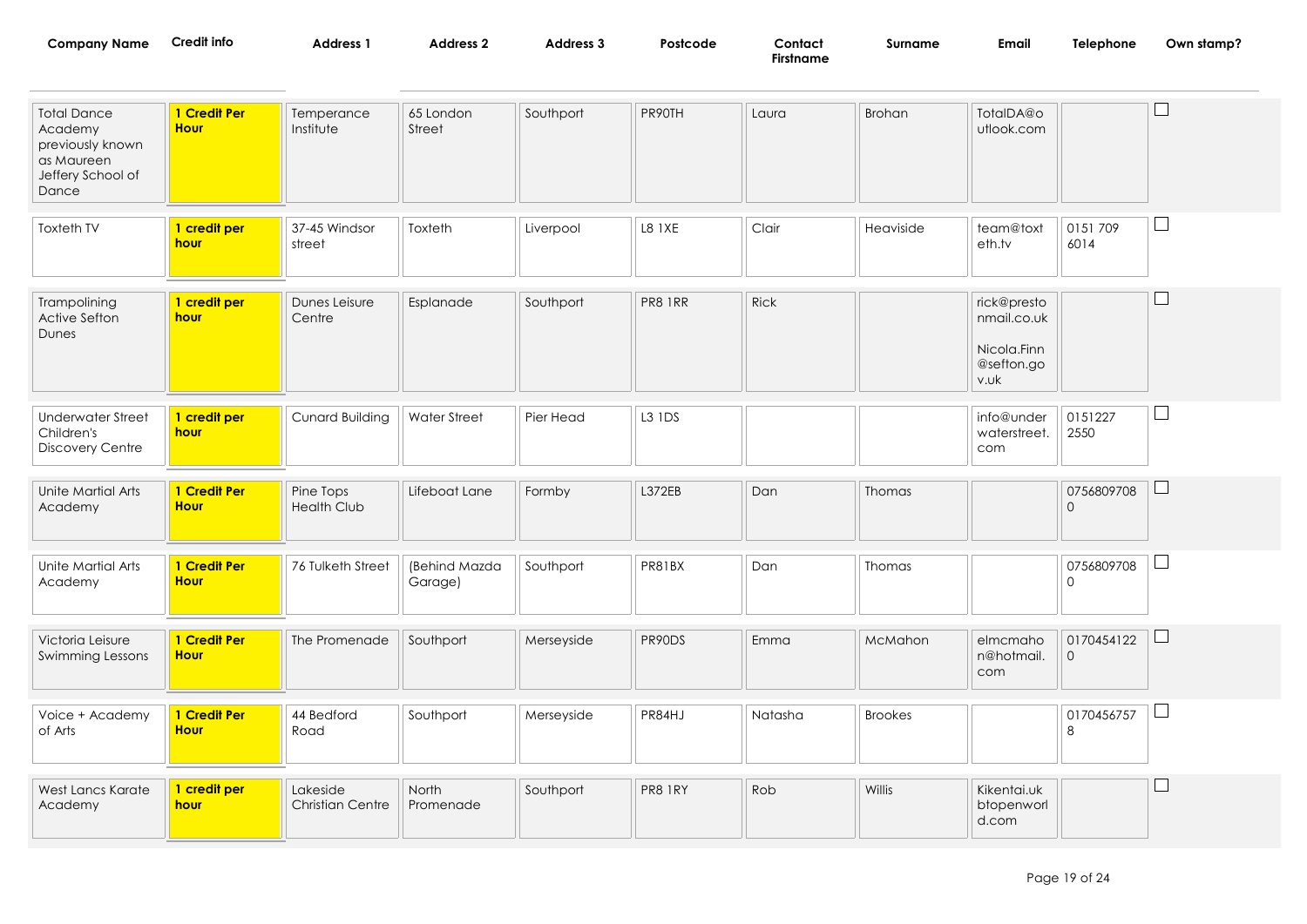| Company Name | Credit info | Address 1 | Address 2 | Address 3 | Postcode | Contact Firstname | Surname | Email | Telephone | Own stamp? |
|---|---|---|---|---|---|---|---|---|---|---|
| Total Dance Academy previously known as Maureen Jeffery School of Dance | **1 Credit Per Hour** | Temperance Institute | 65 London Street | Southport | PR90TH | Laura | Brohan | TotalDA@outlook.com | | ☐ |
| Toxteth TV | **1 credit per hour** | 37-45 Windsor street | Toxteth | Liverpool | L8 1XE | Clair | Heaviside | team@toxteth.tv | 0151 709 6014 | ☐ |
| Trampolining Active Sefton Dunes | **1 credit per hour** | Dunes Leisure Centre | Esplanade | Southport | PR8 1RR | Rick | | rick@prestonmail.co.uk<br><br>Nicola.Finn@sefton.gov.uk | | ☐ |
| Underwater Street Children's Discovery Centre | **1 credit per hour** | Cunard Building | Water Street | Pier Head | L3 1DS | | | info@underwaterstreet.com | 0151227 2550 | ☐ |
| Unite Martial Arts Academy | **1 Credit Per Hour** | Pine Tops Health Club | Lifeboat Lane | Formby | L372EB | Dan | Thomas | | 07568097080 | ☐ |
| Unite Martial Arts Academy | **1 Credit Per Hour** | 76 Tulketh Street | (Behind Mazda Garage) | Southport | PR81BX | Dan | Thomas | | 07568097080 | ☐ |
| Victoria Leisure Swimming Lessons | **1 Credit Per Hour** | The Promenade | Southport | Merseyside | PR90DS | Emma | McMahon | elmcmahon@hotmail.com | 01704541220 | ☐ |
| Voice + Academy of Arts | **1 Credit Per Hour** | 44 Bedford Road | Southport | Merseyside | PR84HJ | Natasha | Brookes | | 01704567578 | ☐ |
| West Lancs Karate Academy | **1 credit per hour** | Lakeside Christian Centre | North Promenade | Southport | PR8 1RY | Rob | Willis | Kikentai.ukbtopenworld.com | | ☐ |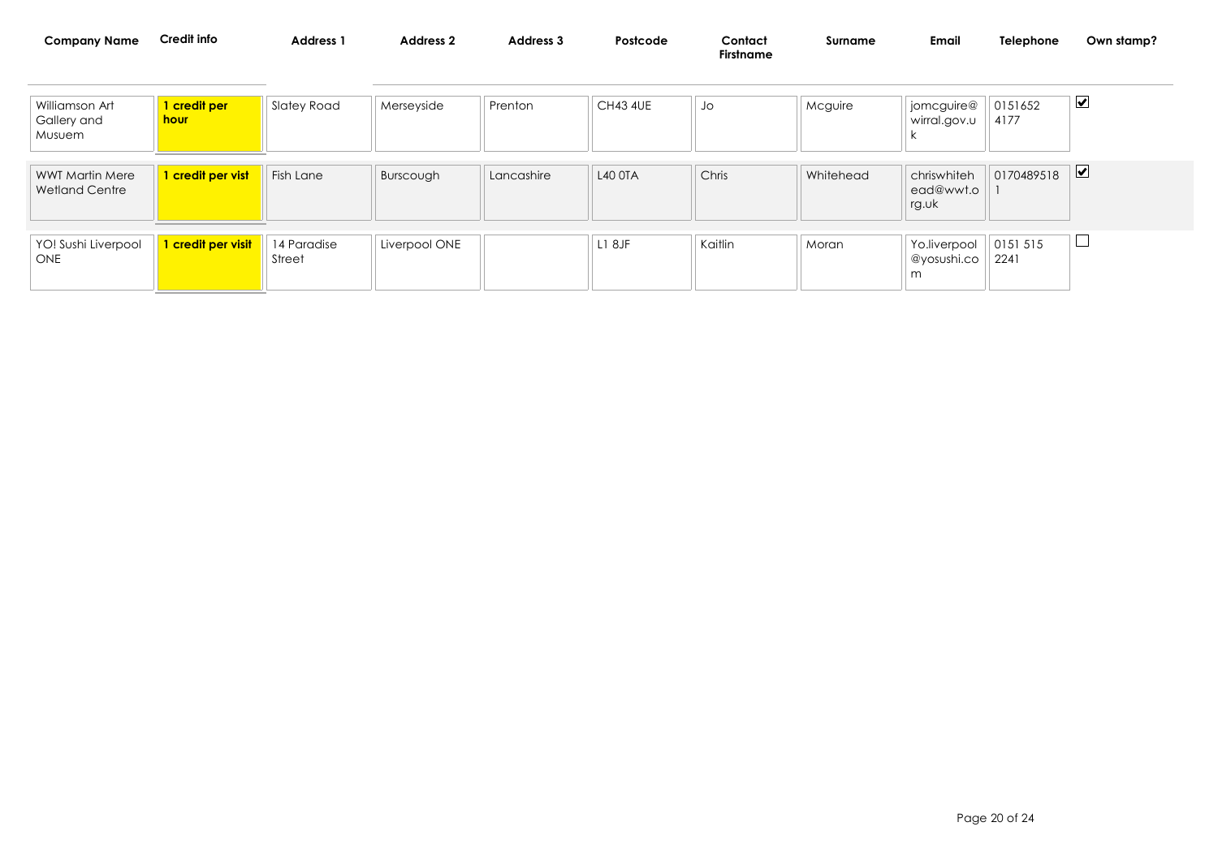| Company Name | Credit info | Address 1 | Address 2 | Address 3 | Postcode | Contact Firstname | Surname | Email | Telephone | Own stamp? |
|---|---|---|---|---|---|---|---|---|---|---|
| Williamson Art Gallery and Musuem | **1 credit per hour** | Slatey Road | Merseyside | Prenton | CH43 4UE | Jo | Mcguire | jomcguire@wirral.gov.uk | 0151652 4177 | ☑ |
| WWT Martin Mere Wetland Centre | **1 credit per vist** | Fish Lane | Burscough | Lancashire | L40 0TA | Chris | Whitehead | chriswhitehead@wwt.org.uk | 01704895181 | ☑ |
| YO! Sushi Liverpool ONE | **1 credit per visit** | 14 Paradise Street | Liverpool ONE | | L1 8JF | Kaitlin | Moran | Yo.liverpool@yosushi.com | 0151 515 2241 | ☐ |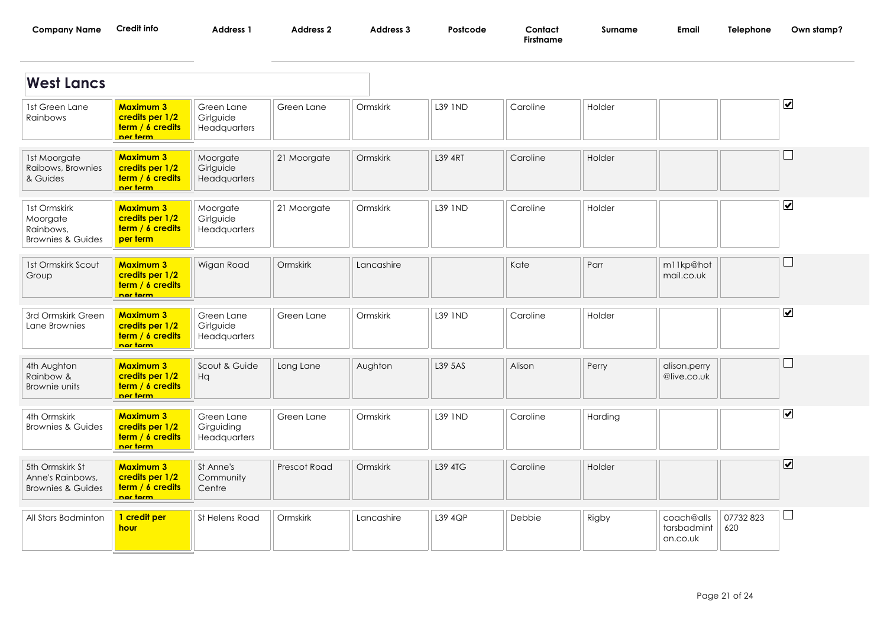| Company Name | Credit info | Address 1 | Address 2 | Address 3 | Postcode | Contact Firstname | Surname | Email | Telephone | Own stamp? |
|---|---|---|---|---|---|---|---|---|---|---|
| **West Lancs** | | | | | | | | | | |
| 1st Green Lane Rainbows | **Maximum 3 credits per 1/2 term / 6 credits per term** | Green Lane Girlguide Headquarters | Green Lane | Ormskirk | L39 1ND | Caroline | Holder | | | ☑ |
| 1st Moorgate Raibows, Brownies & Guides | **Maximum 3 credits per 1/2 term / 6 credits per term** | Moorgate Girlguide Headquarters | 21 Moorgate | Ormskirk | L39 4RT | Caroline | Holder | | | ☐ |
| 1st Ormskirk Moorgate Rainbows, Brownies & Guides | **Maximum 3 credits per 1/2 term / 6 credits per term** | Moorgate Girlguide Headquarters | 21 Moorgate | Ormskirk | L39 1ND | Caroline | Holder | | | ☑ |
| 1st Ormskirk Scout Group | **Maximum 3 credits per 1/2 term / 6 credits per term** | Wigan Road | Ormskirk | Lancashire | | Kate | Parr | m11kp@hotmail.co.uk | | ☐ |
| 3rd Ormskirk Green Lane Brownies | **Maximum 3 credits per 1/2 term / 6 credits per term** | Green Lane Girlguide Headquarters | Green Lane | Ormskirk | L39 1ND | Caroline | Holder | | | ☑ |
| 4th Aughton Rainbow & Brownie units | **Maximum 3 credits per 1/2 term / 6 credits per term** | Scout & Guide Hq | Long Lane | Aughton | L39 5AS | Alison | Perry | alison.perry@live.co.uk | | ☐ |
| 4th Ormskirk Brownies & Guides | **Maximum 3 credits per 1/2 term / 6 credits per term** | Green Lane Girguiding Headquarters | Green Lane | Ormskirk | L39 1ND | Caroline | Harding | | | ☑ |
| 5th Ormskirk St Anne's Rainbows, Brownies & Guides | **Maximum 3 credits per 1/2 term / 6 credits per term** | St Anne's Community Centre | Prescot Road | Ormskirk | L39 4TG | Caroline | Holder | | | ☑ |
| All Stars Badminton | **1 credit per hour** | St Helens Road | Ormskirk | Lancashire | L39 4QP | Debbie | Rigby | coach@allstarsbadminton.co.uk | 07732 823 620 | ☐ |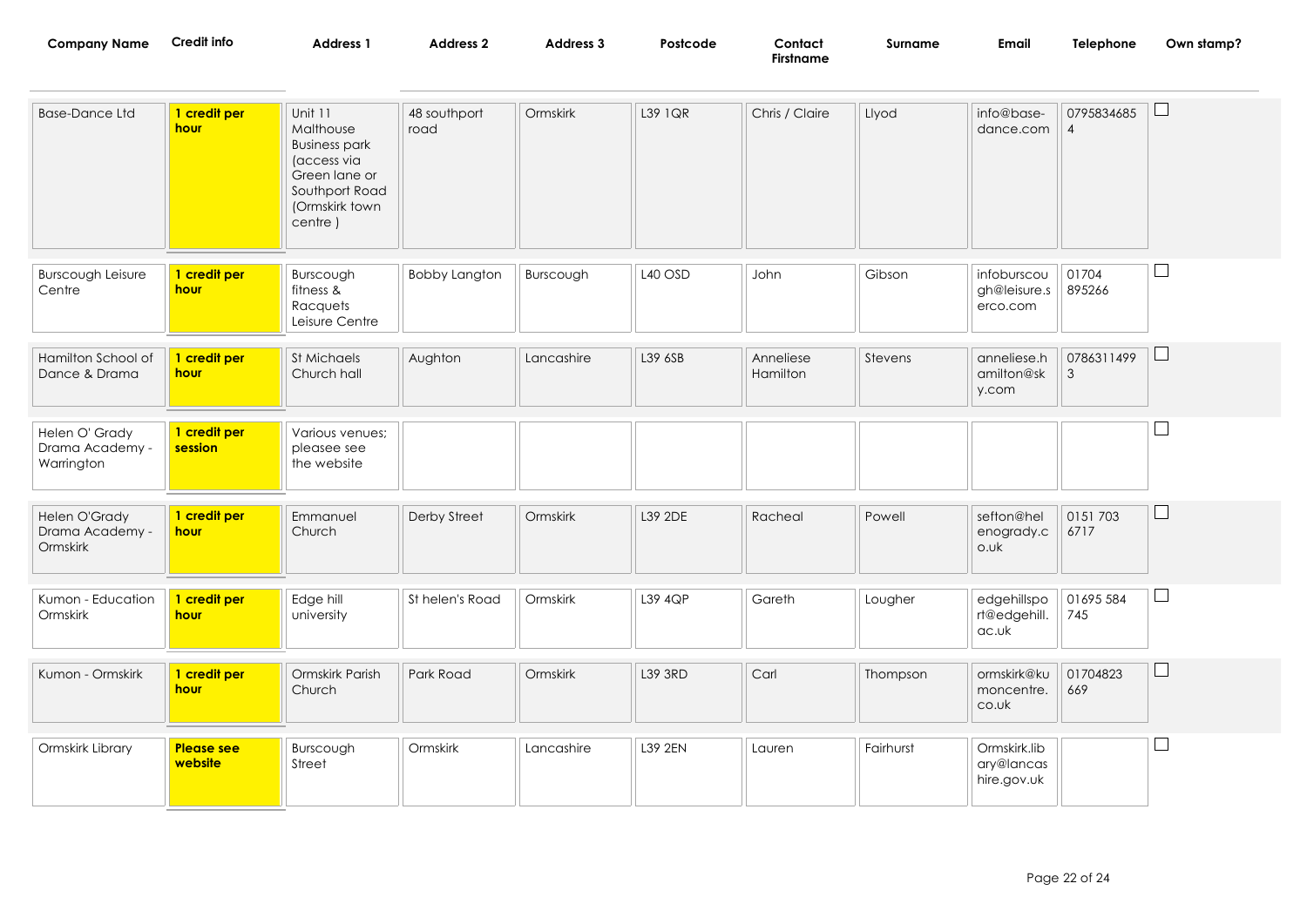| Company Name | Credit info | Address 1 | Address 2 | Address 3 | Postcode | Contact Firstname | Surname | Email | Telephone | Own stamp? |
|---|---|---|---|---|---|---|---|---|---|---|
| Base-Dance Ltd | **1 credit per hour** | Unit 11 Malthouse Business park (access via Green lane or Southport Road (Ormskirk town centre ) | 48 southport road | Ormskirk | L39 1QR | Chris / Claire | Llyod | info@base-dance.com | 07958346854 | ☐ |
| Burscough Leisure Centre | **1 credit per hour** | Burscough fitness & Racquets Leisure Centre | Bobby Langton | Burscough | L40 OSD | John | Gibson | infoburscough@leisure.serco.com | 01704 895266 | ☐ |
| Hamilton School of Dance & Drama | **1 credit per hour** | St Michaels Church hall | Aughton | Lancashire | L39 6SB | Anneliese Hamilton | Stevens | anneliese.hamilton@sky.com | 07863114993 | ☐ |
| Helen O' Grady Drama Academy - Warrington | **1 credit per session** | Various venues; pleasee see the website | | | | | | | | ☐ |
| Helen O'Grady Drama Academy - Ormskirk | **1 credit per hour** | Emmanuel Church | Derby Street | Ormskirk | L39 2DE | Racheal | Powell | sefton@helenogrady.co.uk | 0151 703 6717 | ☐ |
| Kumon - Education Ormskirk | **1 credit per hour** | Edge hill university | St helen's Road | Ormskirk | L39 4QP | Gareth | Lougher | edgehillsport@edgehill.ac.uk | 01695 584 745 | ☐ |
| Kumon - Ormskirk | **1 credit per hour** | Ormskirk Parish Church | Park Road | Ormskirk | L39 3RD | Carl | Thompson | ormskirk@kumoncentre.co.uk | 01704823 669 | ☐ |
| Ormskirk Library | **Please see website** | Burscough Street | Ormskirk | Lancashire | L39 2EN | Lauren | Fairhurst | Ormskirk.library@lancashire.gov.uk | | ☐ |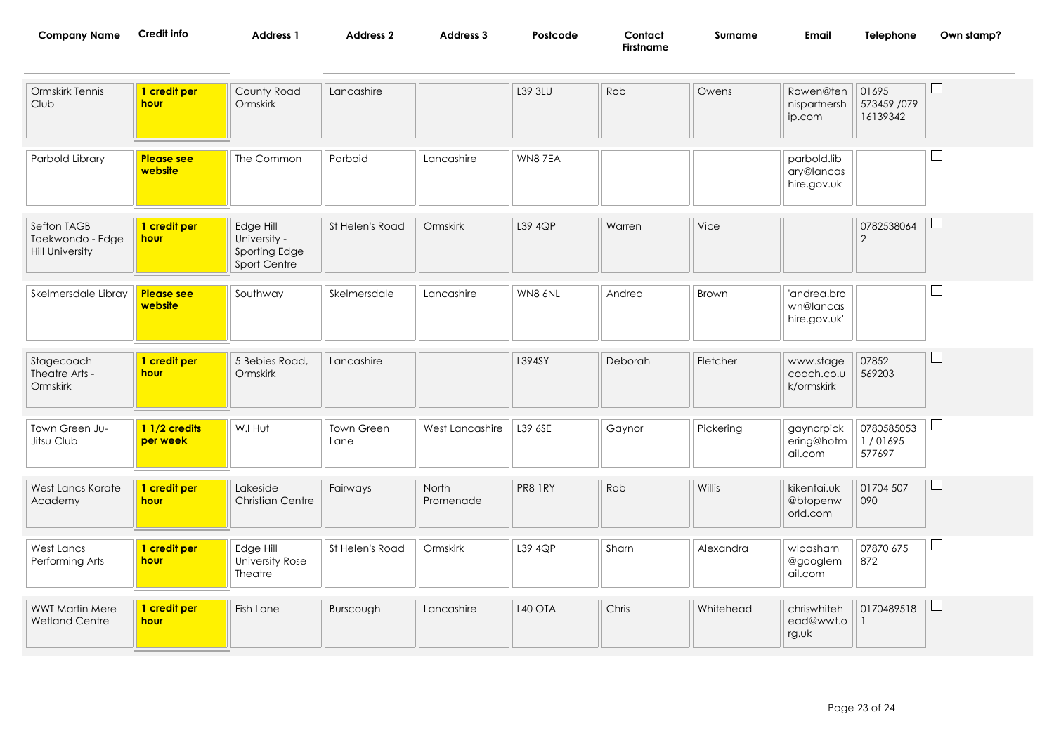| Company Name | Credit info | Address 1 | Address 2 | Address 3 | Postcode | Contact Firstname | Surname | Email | Telephone | Own stamp? |
|---|---|---|---|---|---|---|---|---|---|---|
| Ormskirk Tennis Club | **1 credit per hour** | County Road Ormskirk | Lancashire | | L39 3LU | Rob | Owens | Rowen@tennispartnership.com | 01695 573459 /07916139342 | ☐ |
| Parbold Library | **Please see website** | The Common | Parboid | Lancashire | WN8 7EA | | | parbold.library@lancashire.gov.uk | | ☐ |
| Sefton TAGB Taekwondo - Edge Hill University | **1 credit per hour** | Edge Hill University - Sporting Edge Sport Centre | St Helen's Road | Ormskirk | L39 4QP | Warren | Vice | | 07825380642 | ☐ |
| Skelmersdale Libray | **Please see website** | Southway | Skelmersdale | Lancashire | WN8 6NL | Andrea | Brown | 'andrea.brown@lancashire.gov.uk' | | ☐ |
| Stagecoach Theatre Arts - Ormskirk | **1 credit per hour** | 5 Bebies Road, Ormskirk | Lancashire | | L394SY | Deborah | Fletcher | www.stagecoach.co.uk/ormskirk | 07852 569203 | ☐ |
| Town Green Ju-Jitsu Club | **1 1/2 credits per week** | W.I Hut | Town Green Lane | West Lancashire | L39 6SE | Gaynor | Pickering | gaynorpickering@hotmail.com | 07805850531 / 01695 577697 | ☐ |
| West Lancs Karate Academy | **1 credit per hour** | Lakeside Christian Centre | Fairways | North Promenade | PR8 1RY | Rob | Willis | kikentai.uk@btopenworld.com | 01704 507 090 | ☐ |
| West Lancs Performing Arts | **1 credit per hour** | Edge Hill University Rose Theatre | St Helen's Road | Ormskirk | L39 4QP | Sharn | Alexandra | wlpasharn@googlemail.com | 07870 675 872 | ☐ |
| WWT Martin Mere Wetland Centre | **1 credit per hour** | Fish Lane | Burscough | Lancashire | L40 OTA | Chris | Whitehead | chriswhitehead@wwt.org.uk | 01704895181 | ☐ |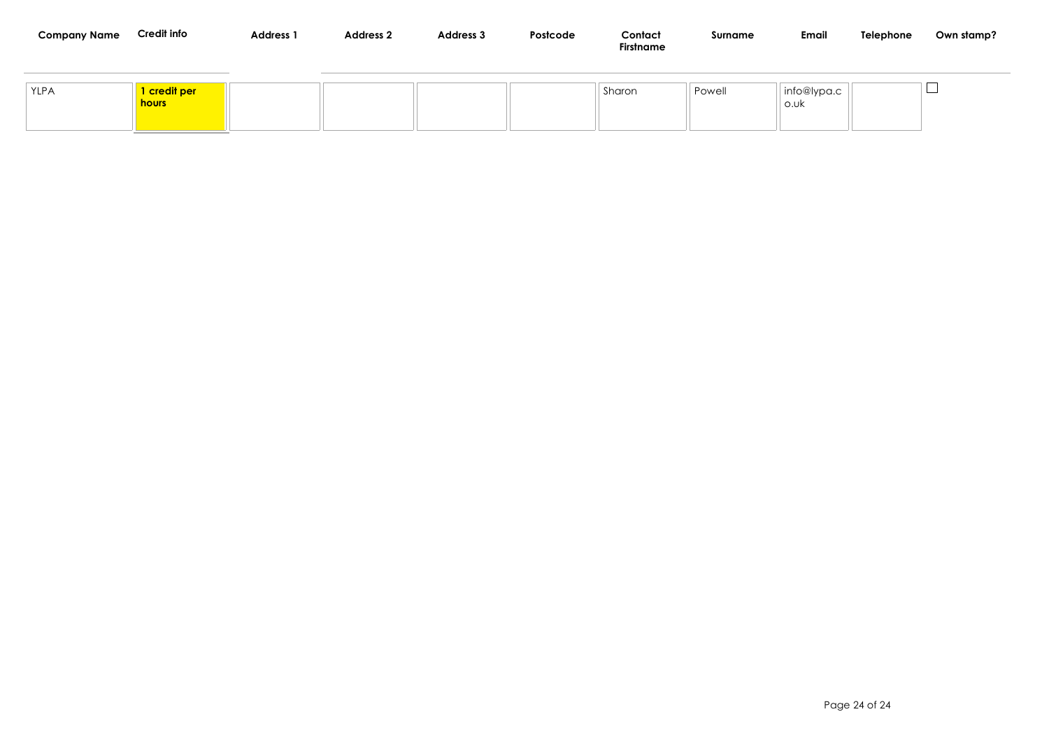| Company Name | Credit info | Address 1 | Address 2 | Address 3 | Postcode | Contact Firstname | Surname | Email | Telephone | Own stamp? |
|---|---|---|---|---|---|---|---|---|---|---|
| YLPA | **1 credit per hours** | | | | | Sharon | Powell | info@lypa.co.uk | | ☐ |